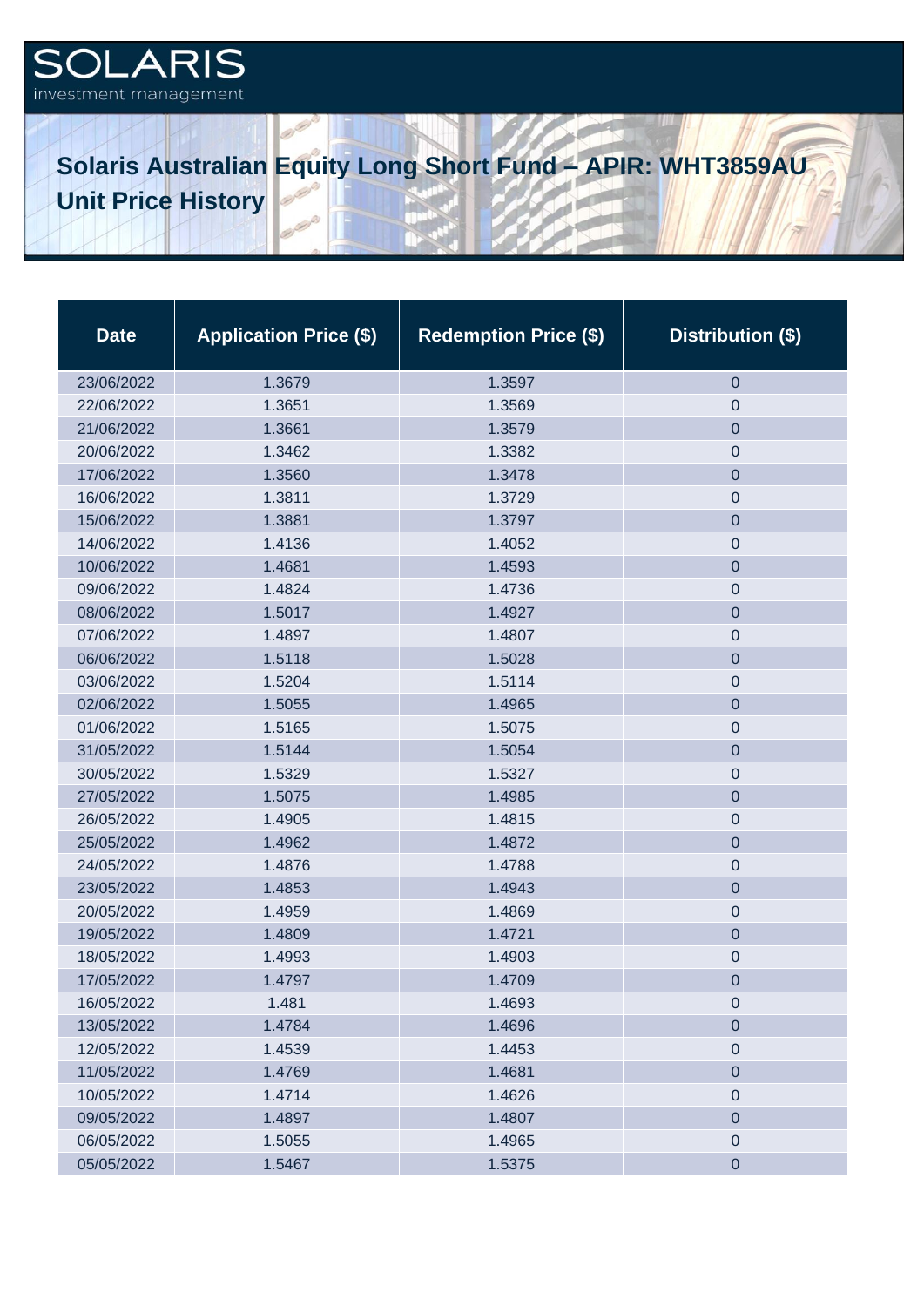SOLARIS investment management

# Solaris Australian Equity Long Short Fund – APIR: WHT3859AU Unit Price History

| Date | Application Price ($) | Redemption Price ($) | Distribution ($) |
|---|---|---|---|
| 23/06/2022 | 1.3679 | 1.3597 | 0 |
| 22/06/2022 | 1.3651 | 1.3569 | 0 |
| 21/06/2022 | 1.3661 | 1.3579 | 0 |
| 20/06/2022 | 1.3462 | 1.3382 | 0 |
| 17/06/2022 | 1.3560 | 1.3478 | 0 |
| 16/06/2022 | 1.3811 | 1.3729 | 0 |
| 15/06/2022 | 1.3881 | 1.3797 | 0 |
| 14/06/2022 | 1.4136 | 1.4052 | 0 |
| 10/06/2022 | 1.4681 | 1.4593 | 0 |
| 09/06/2022 | 1.4824 | 1.4736 | 0 |
| 08/06/2022 | 1.5017 | 1.4927 | 0 |
| 07/06/2022 | 1.4897 | 1.4807 | 0 |
| 06/06/2022 | 1.5118 | 1.5028 | 0 |
| 03/06/2022 | 1.5204 | 1.5114 | 0 |
| 02/06/2022 | 1.5055 | 1.4965 | 0 |
| 01/06/2022 | 1.5165 | 1.5075 | 0 |
| 31/05/2022 | 1.5144 | 1.5054 | 0 |
| 30/05/2022 | 1.5329 | 1.5327 | 0 |
| 27/05/2022 | 1.5075 | 1.4985 | 0 |
| 26/05/2022 | 1.4905 | 1.4815 | 0 |
| 25/05/2022 | 1.4962 | 1.4872 | 0 |
| 24/05/2022 | 1.4876 | 1.4788 | 0 |
| 23/05/2022 | 1.4853 | 1.4943 | 0 |
| 20/05/2022 | 1.4959 | 1.4869 | 0 |
| 19/05/2022 | 1.4809 | 1.4721 | 0 |
| 18/05/2022 | 1.4993 | 1.4903 | 0 |
| 17/05/2022 | 1.4797 | 1.4709 | 0 |
| 16/05/2022 | 1.481 | 1.4693 | 0 |
| 13/05/2022 | 1.4784 | 1.4696 | 0 |
| 12/05/2022 | 1.4539 | 1.4453 | 0 |
| 11/05/2022 | 1.4769 | 1.4681 | 0 |
| 10/05/2022 | 1.4714 | 1.4626 | 0 |
| 09/05/2022 | 1.4897 | 1.4807 | 0 |
| 06/05/2022 | 1.5055 | 1.4965 | 0 |
| 05/05/2022 | 1.5467 | 1.5375 | 0 |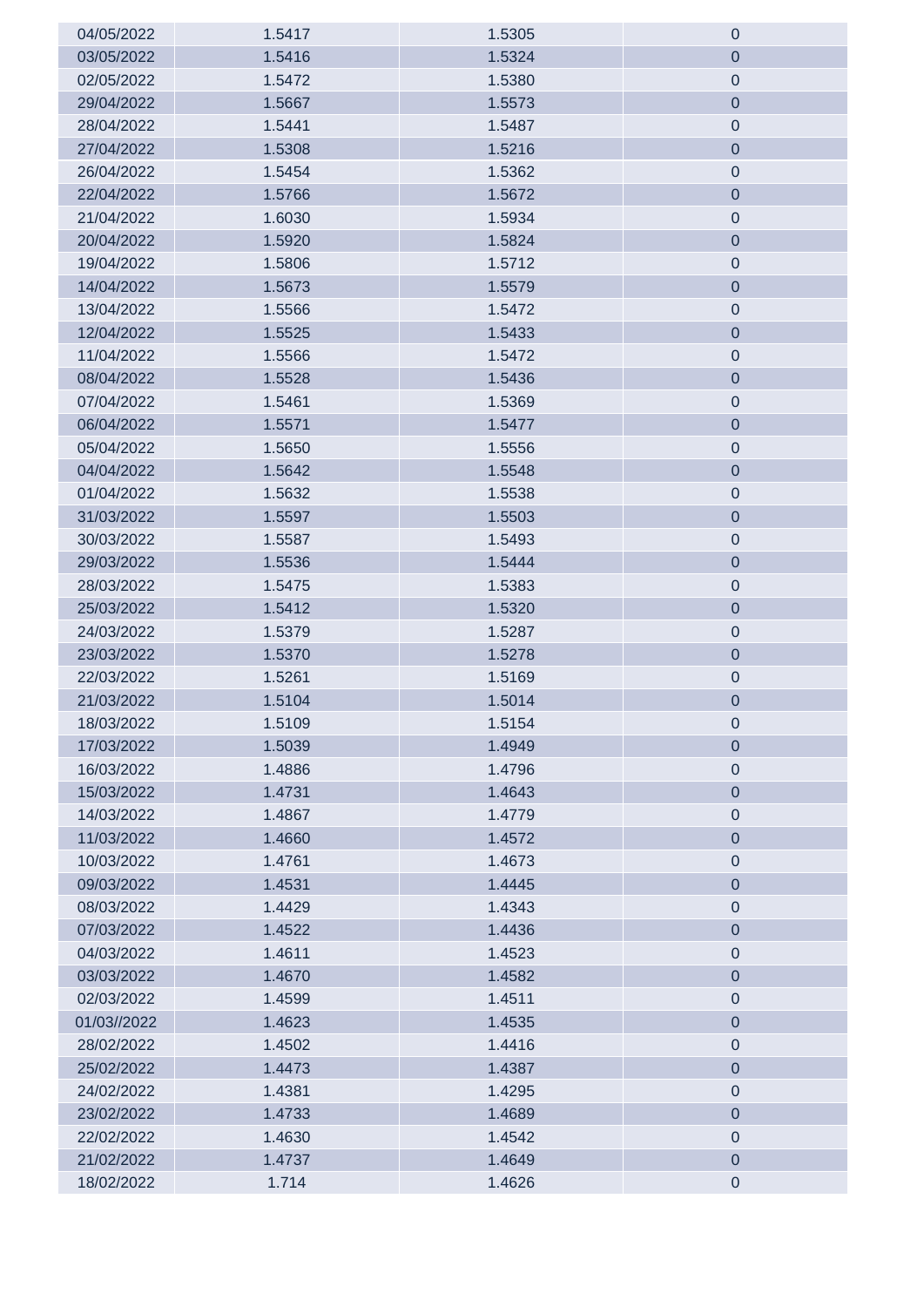| | | | |
|---|---|---|---|
| 04/05/2022 | 1.5417 | 1.5305 | 0 |
| 03/05/2022 | 1.5416 | 1.5324 | 0 |
| 02/05/2022 | 1.5472 | 1.5380 | 0 |
| 29/04/2022 | 1.5667 | 1.5573 | 0 |
| 28/04/2022 | 1.5441 | 1.5487 | 0 |
| 27/04/2022 | 1.5308 | 1.5216 | 0 |
| 26/04/2022 | 1.5454 | 1.5362 | 0 |
| 22/04/2022 | 1.5766 | 1.5672 | 0 |
| 21/04/2022 | 1.6030 | 1.5934 | 0 |
| 20/04/2022 | 1.5920 | 1.5824 | 0 |
| 19/04/2022 | 1.5806 | 1.5712 | 0 |
| 14/04/2022 | 1.5673 | 1.5579 | 0 |
| 13/04/2022 | 1.5566 | 1.5472 | 0 |
| 12/04/2022 | 1.5525 | 1.5433 | 0 |
| 11/04/2022 | 1.5566 | 1.5472 | 0 |
| 08/04/2022 | 1.5528 | 1.5436 | 0 |
| 07/04/2022 | 1.5461 | 1.5369 | 0 |
| 06/04/2022 | 1.5571 | 1.5477 | 0 |
| 05/04/2022 | 1.5650 | 1.5556 | 0 |
| 04/04/2022 | 1.5642 | 1.5548 | 0 |
| 01/04/2022 | 1.5632 | 1.5538 | 0 |
| 31/03/2022 | 1.5597 | 1.5503 | 0 |
| 30/03/2022 | 1.5587 | 1.5493 | 0 |
| 29/03/2022 | 1.5536 | 1.5444 | 0 |
| 28/03/2022 | 1.5475 | 1.5383 | 0 |
| 25/03/2022 | 1.5412 | 1.5320 | 0 |
| 24/03/2022 | 1.5379 | 1.5287 | 0 |
| 23/03/2022 | 1.5370 | 1.5278 | 0 |
| 22/03/2022 | 1.5261 | 1.5169 | 0 |
| 21/03/2022 | 1.5104 | 1.5014 | 0 |
| 18/03/2022 | 1.5109 | 1.5154 | 0 |
| 17/03/2022 | 1.5039 | 1.4949 | 0 |
| 16/03/2022 | 1.4886 | 1.4796 | 0 |
| 15/03/2022 | 1.4731 | 1.4643 | 0 |
| 14/03/2022 | 1.4867 | 1.4779 | 0 |
| 11/03/2022 | 1.4660 | 1.4572 | 0 |
| 10/03/2022 | 1.4761 | 1.4673 | 0 |
| 09/03/2022 | 1.4531 | 1.4445 | 0 |
| 08/03/2022 | 1.4429 | 1.4343 | 0 |
| 07/03/2022 | 1.4522 | 1.4436 | 0 |
| 04/03/2022 | 1.4611 | 1.4523 | 0 |
| 03/03/2022 | 1.4670 | 1.4582 | 0 |
| 02/03/2022 | 1.4599 | 1.4511 | 0 |
| 01/03//2022 | 1.4623 | 1.4535 | 0 |
| 28/02/2022 | 1.4502 | 1.4416 | 0 |
| 25/02/2022 | 1.4473 | 1.4387 | 0 |
| 24/02/2022 | 1.4381 | 1.4295 | 0 |
| 23/02/2022 | 1.4733 | 1.4689 | 0 |
| 22/02/2022 | 1.4630 | 1.4542 | 0 |
| 21/02/2022 | 1.4737 | 1.4649 | 0 |
| 18/02/2022 | 1.714 | 1.4626 | 0 |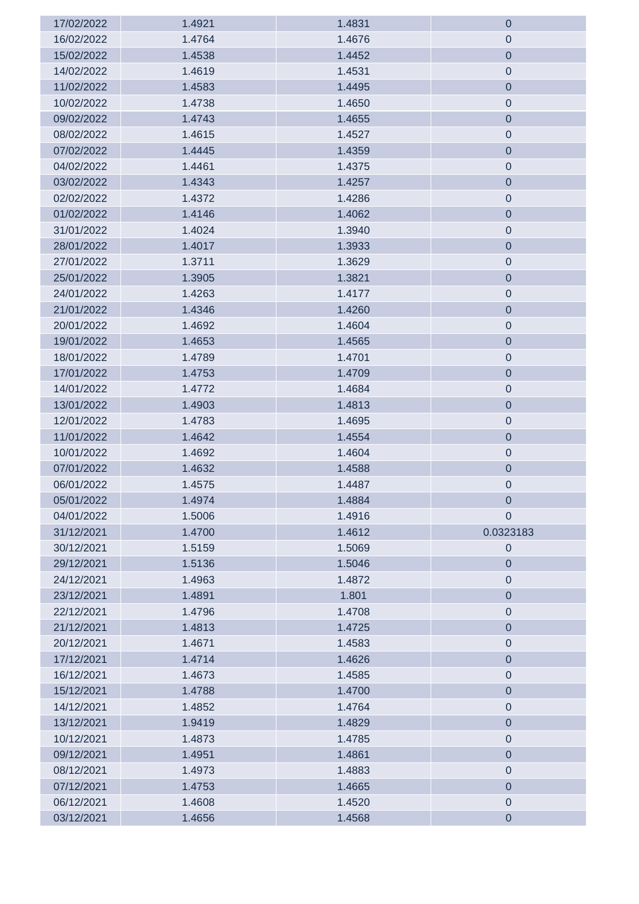| | | | |
|---|---|---|---|
| 17/02/2022 | 1.4921 | 1.4831 | 0 |
| 16/02/2022 | 1.4764 | 1.4676 | 0 |
| 15/02/2022 | 1.4538 | 1.4452 | 0 |
| 14/02/2022 | 1.4619 | 1.4531 | 0 |
| 11/02/2022 | 1.4583 | 1.4495 | 0 |
| 10/02/2022 | 1.4738 | 1.4650 | 0 |
| 09/02/2022 | 1.4743 | 1.4655 | 0 |
| 08/02/2022 | 1.4615 | 1.4527 | 0 |
| 07/02/2022 | 1.4445 | 1.4359 | 0 |
| 04/02/2022 | 1.4461 | 1.4375 | 0 |
| 03/02/2022 | 1.4343 | 1.4257 | 0 |
| 02/02/2022 | 1.4372 | 1.4286 | 0 |
| 01/02/2022 | 1.4146 | 1.4062 | 0 |
| 31/01/2022 | 1.4024 | 1.3940 | 0 |
| 28/01/2022 | 1.4017 | 1.3933 | 0 |
| 27/01/2022 | 1.3711 | 1.3629 | 0 |
| 25/01/2022 | 1.3905 | 1.3821 | 0 |
| 24/01/2022 | 1.4263 | 1.4177 | 0 |
| 21/01/2022 | 1.4346 | 1.4260 | 0 |
| 20/01/2022 | 1.4692 | 1.4604 | 0 |
| 19/01/2022 | 1.4653 | 1.4565 | 0 |
| 18/01/2022 | 1.4789 | 1.4701 | 0 |
| 17/01/2022 | 1.4753 | 1.4709 | 0 |
| 14/01/2022 | 1.4772 | 1.4684 | 0 |
| 13/01/2022 | 1.4903 | 1.4813 | 0 |
| 12/01/2022 | 1.4783 | 1.4695 | 0 |
| 11/01/2022 | 1.4642 | 1.4554 | 0 |
| 10/01/2022 | 1.4692 | 1.4604 | 0 |
| 07/01/2022 | 1.4632 | 1.4588 | 0 |
| 06/01/2022 | 1.4575 | 1.4487 | 0 |
| 05/01/2022 | 1.4974 | 1.4884 | 0 |
| 04/01/2022 | 1.5006 | 1.4916 | 0 |
| 31/12/2021 | 1.4700 | 1.4612 | 0.0323183 |
| 30/12/2021 | 1.5159 | 1.5069 | 0 |
| 29/12/2021 | 1.5136 | 1.5046 | 0 |
| 24/12/2021 | 1.4963 | 1.4872 | 0 |
| 23/12/2021 | 1.4891 | 1.801 | 0 |
| 22/12/2021 | 1.4796 | 1.4708 | 0 |
| 21/12/2021 | 1.4813 | 1.4725 | 0 |
| 20/12/2021 | 1.4671 | 1.4583 | 0 |
| 17/12/2021 | 1.4714 | 1.4626 | 0 |
| 16/12/2021 | 1.4673 | 1.4585 | 0 |
| 15/12/2021 | 1.4788 | 1.4700 | 0 |
| 14/12/2021 | 1.4852 | 1.4764 | 0 |
| 13/12/2021 | 1.9419 | 1.4829 | 0 |
| 10/12/2021 | 1.4873 | 1.4785 | 0 |
| 09/12/2021 | 1.4951 | 1.4861 | 0 |
| 08/12/2021 | 1.4973 | 1.4883 | 0 |
| 07/12/2021 | 1.4753 | 1.4665 | 0 |
| 06/12/2021 | 1.4608 | 1.4520 | 0 |
| 03/12/2021 | 1.4656 | 1.4568 | 0 |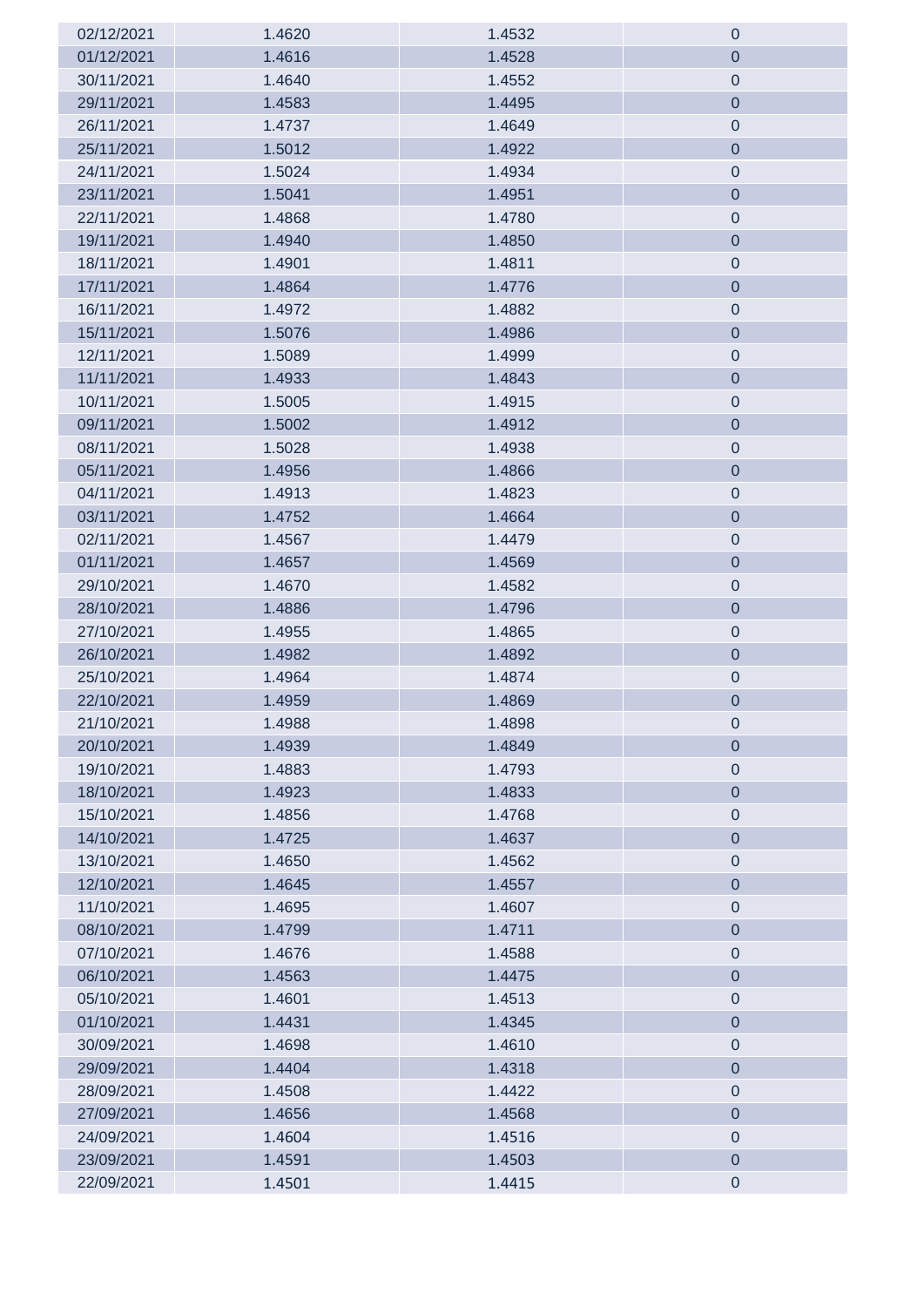| | | | |
|---|---|---|---|
| 02/12/2021 | 1.4620 | 1.4532 | 0 |
| 01/12/2021 | 1.4616 | 1.4528 | 0 |
| 30/11/2021 | 1.4640 | 1.4552 | 0 |
| 29/11/2021 | 1.4583 | 1.4495 | 0 |
| 26/11/2021 | 1.4737 | 1.4649 | 0 |
| 25/11/2021 | 1.5012 | 1.4922 | 0 |
| 24/11/2021 | 1.5024 | 1.4934 | 0 |
| 23/11/2021 | 1.5041 | 1.4951 | 0 |
| 22/11/2021 | 1.4868 | 1.4780 | 0 |
| 19/11/2021 | 1.4940 | 1.4850 | 0 |
| 18/11/2021 | 1.4901 | 1.4811 | 0 |
| 17/11/2021 | 1.4864 | 1.4776 | 0 |
| 16/11/2021 | 1.4972 | 1.4882 | 0 |
| 15/11/2021 | 1.5076 | 1.4986 | 0 |
| 12/11/2021 | 1.5089 | 1.4999 | 0 |
| 11/11/2021 | 1.4933 | 1.4843 | 0 |
| 10/11/2021 | 1.5005 | 1.4915 | 0 |
| 09/11/2021 | 1.5002 | 1.4912 | 0 |
| 08/11/2021 | 1.5028 | 1.4938 | 0 |
| 05/11/2021 | 1.4956 | 1.4866 | 0 |
| 04/11/2021 | 1.4913 | 1.4823 | 0 |
| 03/11/2021 | 1.4752 | 1.4664 | 0 |
| 02/11/2021 | 1.4567 | 1.4479 | 0 |
| 01/11/2021 | 1.4657 | 1.4569 | 0 |
| 29/10/2021 | 1.4670 | 1.4582 | 0 |
| 28/10/2021 | 1.4886 | 1.4796 | 0 |
| 27/10/2021 | 1.4955 | 1.4865 | 0 |
| 26/10/2021 | 1.4982 | 1.4892 | 0 |
| 25/10/2021 | 1.4964 | 1.4874 | 0 |
| 22/10/2021 | 1.4959 | 1.4869 | 0 |
| 21/10/2021 | 1.4988 | 1.4898 | 0 |
| 20/10/2021 | 1.4939 | 1.4849 | 0 |
| 19/10/2021 | 1.4883 | 1.4793 | 0 |
| 18/10/2021 | 1.4923 | 1.4833 | 0 |
| 15/10/2021 | 1.4856 | 1.4768 | 0 |
| 14/10/2021 | 1.4725 | 1.4637 | 0 |
| 13/10/2021 | 1.4650 | 1.4562 | 0 |
| 12/10/2021 | 1.4645 | 1.4557 | 0 |
| 11/10/2021 | 1.4695 | 1.4607 | 0 |
| 08/10/2021 | 1.4799 | 1.4711 | 0 |
| 07/10/2021 | 1.4676 | 1.4588 | 0 |
| 06/10/2021 | 1.4563 | 1.4475 | 0 |
| 05/10/2021 | 1.4601 | 1.4513 | 0 |
| 01/10/2021 | 1.4431 | 1.4345 | 0 |
| 30/09/2021 | 1.4698 | 1.4610 | 0 |
| 29/09/2021 | 1.4404 | 1.4318 | 0 |
| 28/09/2021 | 1.4508 | 1.4422 | 0 |
| 27/09/2021 | 1.4656 | 1.4568 | 0 |
| 24/09/2021 | 1.4604 | 1.4516 | 0 |
| 23/09/2021 | 1.4591 | 1.4503 | 0 |
| 22/09/2021 | 1.4501 | 1.4415 | 0 |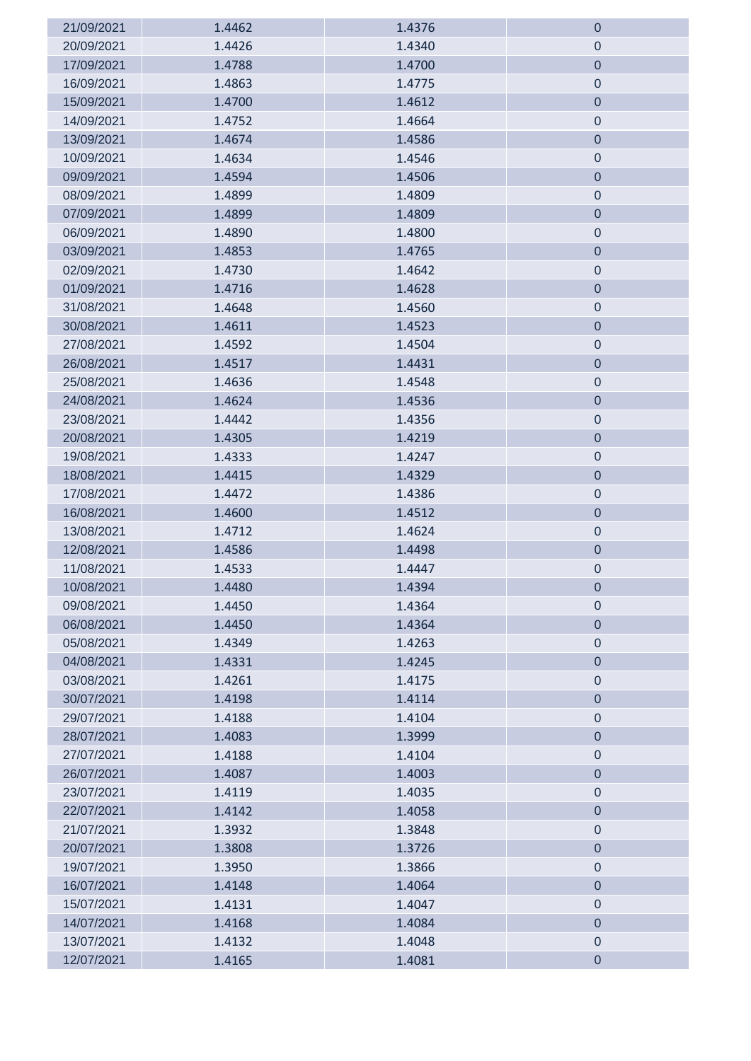| | | | |
|---|---|---|---|
| 21/09/2021 | 1.4462 | 1.4376 | 0 |
| 20/09/2021 | 1.4426 | 1.4340 | 0 |
| 17/09/2021 | 1.4788 | 1.4700 | 0 |
| 16/09/2021 | 1.4863 | 1.4775 | 0 |
| 15/09/2021 | 1.4700 | 1.4612 | 0 |
| 14/09/2021 | 1.4752 | 1.4664 | 0 |
| 13/09/2021 | 1.4674 | 1.4586 | 0 |
| 10/09/2021 | 1.4634 | 1.4546 | 0 |
| 09/09/2021 | 1.4594 | 1.4506 | 0 |
| 08/09/2021 | 1.4899 | 1.4809 | 0 |
| 07/09/2021 | 1.4899 | 1.4809 | 0 |
| 06/09/2021 | 1.4890 | 1.4800 | 0 |
| 03/09/2021 | 1.4853 | 1.4765 | 0 |
| 02/09/2021 | 1.4730 | 1.4642 | 0 |
| 01/09/2021 | 1.4716 | 1.4628 | 0 |
| 31/08/2021 | 1.4648 | 1.4560 | 0 |
| 30/08/2021 | 1.4611 | 1.4523 | 0 |
| 27/08/2021 | 1.4592 | 1.4504 | 0 |
| 26/08/2021 | 1.4517 | 1.4431 | 0 |
| 25/08/2021 | 1.4636 | 1.4548 | 0 |
| 24/08/2021 | 1.4624 | 1.4536 | 0 |
| 23/08/2021 | 1.4442 | 1.4356 | 0 |
| 20/08/2021 | 1.4305 | 1.4219 | 0 |
| 19/08/2021 | 1.4333 | 1.4247 | 0 |
| 18/08/2021 | 1.4415 | 1.4329 | 0 |
| 17/08/2021 | 1.4472 | 1.4386 | 0 |
| 16/08/2021 | 1.4600 | 1.4512 | 0 |
| 13/08/2021 | 1.4712 | 1.4624 | 0 |
| 12/08/2021 | 1.4586 | 1.4498 | 0 |
| 11/08/2021 | 1.4533 | 1.4447 | 0 |
| 10/08/2021 | 1.4480 | 1.4394 | 0 |
| 09/08/2021 | 1.4450 | 1.4364 | 0 |
| 06/08/2021 | 1.4450 | 1.4364 | 0 |
| 05/08/2021 | 1.4349 | 1.4263 | 0 |
| 04/08/2021 | 1.4331 | 1.4245 | 0 |
| 03/08/2021 | 1.4261 | 1.4175 | 0 |
| 30/07/2021 | 1.4198 | 1.4114 | 0 |
| 29/07/2021 | 1.4188 | 1.4104 | 0 |
| 28/07/2021 | 1.4083 | 1.3999 | 0 |
| 27/07/2021 | 1.4188 | 1.4104 | 0 |
| 26/07/2021 | 1.4087 | 1.4003 | 0 |
| 23/07/2021 | 1.4119 | 1.4035 | 0 |
| 22/07/2021 | 1.4142 | 1.4058 | 0 |
| 21/07/2021 | 1.3932 | 1.3848 | 0 |
| 20/07/2021 | 1.3808 | 1.3726 | 0 |
| 19/07/2021 | 1.3950 | 1.3866 | 0 |
| 16/07/2021 | 1.4148 | 1.4064 | 0 |
| 15/07/2021 | 1.4131 | 1.4047 | 0 |
| 14/07/2021 | 1.4168 | 1.4084 | 0 |
| 13/07/2021 | 1.4132 | 1.4048 | 0 |
| 12/07/2021 | 1.4165 | 1.4081 | 0 |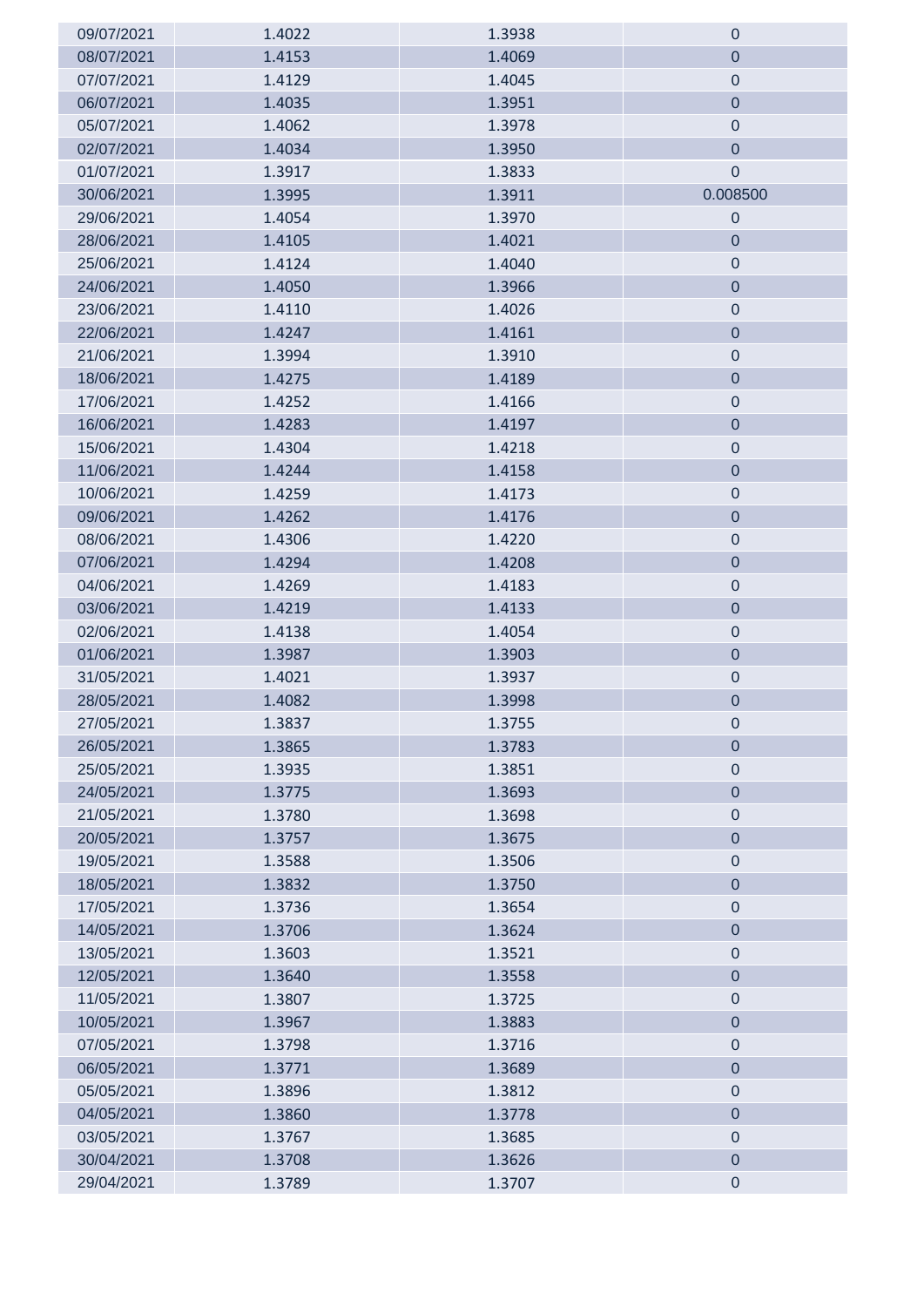| | | | |
|---|---|---|---|
| 09/07/2021 | 1.4022 | 1.3938 | 0 |
| 08/07/2021 | 1.4153 | 1.4069 | 0 |
| 07/07/2021 | 1.4129 | 1.4045 | 0 |
| 06/07/2021 | 1.4035 | 1.3951 | 0 |
| 05/07/2021 | 1.4062 | 1.3978 | 0 |
| 02/07/2021 | 1.4034 | 1.3950 | 0 |
| 01/07/2021 | 1.3917 | 1.3833 | 0 |
| 30/06/2021 | 1.3995 | 1.3911 | 0.008500 |
| 29/06/2021 | 1.4054 | 1.3970 | 0 |
| 28/06/2021 | 1.4105 | 1.4021 | 0 |
| 25/06/2021 | 1.4124 | 1.4040 | 0 |
| 24/06/2021 | 1.4050 | 1.3966 | 0 |
| 23/06/2021 | 1.4110 | 1.4026 | 0 |
| 22/06/2021 | 1.4247 | 1.4161 | 0 |
| 21/06/2021 | 1.3994 | 1.3910 | 0 |
| 18/06/2021 | 1.4275 | 1.4189 | 0 |
| 17/06/2021 | 1.4252 | 1.4166 | 0 |
| 16/06/2021 | 1.4283 | 1.4197 | 0 |
| 15/06/2021 | 1.4304 | 1.4218 | 0 |
| 11/06/2021 | 1.4244 | 1.4158 | 0 |
| 10/06/2021 | 1.4259 | 1.4173 | 0 |
| 09/06/2021 | 1.4262 | 1.4176 | 0 |
| 08/06/2021 | 1.4306 | 1.4220 | 0 |
| 07/06/2021 | 1.4294 | 1.4208 | 0 |
| 04/06/2021 | 1.4269 | 1.4183 | 0 |
| 03/06/2021 | 1.4219 | 1.4133 | 0 |
| 02/06/2021 | 1.4138 | 1.4054 | 0 |
| 01/06/2021 | 1.3987 | 1.3903 | 0 |
| 31/05/2021 | 1.4021 | 1.3937 | 0 |
| 28/05/2021 | 1.4082 | 1.3998 | 0 |
| 27/05/2021 | 1.3837 | 1.3755 | 0 |
| 26/05/2021 | 1.3865 | 1.3783 | 0 |
| 25/05/2021 | 1.3935 | 1.3851 | 0 |
| 24/05/2021 | 1.3775 | 1.3693 | 0 |
| 21/05/2021 | 1.3780 | 1.3698 | 0 |
| 20/05/2021 | 1.3757 | 1.3675 | 0 |
| 19/05/2021 | 1.3588 | 1.3506 | 0 |
| 18/05/2021 | 1.3832 | 1.3750 | 0 |
| 17/05/2021 | 1.3736 | 1.3654 | 0 |
| 14/05/2021 | 1.3706 | 1.3624 | 0 |
| 13/05/2021 | 1.3603 | 1.3521 | 0 |
| 12/05/2021 | 1.3640 | 1.3558 | 0 |
| 11/05/2021 | 1.3807 | 1.3725 | 0 |
| 10/05/2021 | 1.3967 | 1.3883 | 0 |
| 07/05/2021 | 1.3798 | 1.3716 | 0 |
| 06/05/2021 | 1.3771 | 1.3689 | 0 |
| 05/05/2021 | 1.3896 | 1.3812 | 0 |
| 04/05/2021 | 1.3860 | 1.3778 | 0 |
| 03/05/2021 | 1.3767 | 1.3685 | 0 |
| 30/04/2021 | 1.3708 | 1.3626 | 0 |
| 29/04/2021 | 1.3789 | 1.3707 | 0 |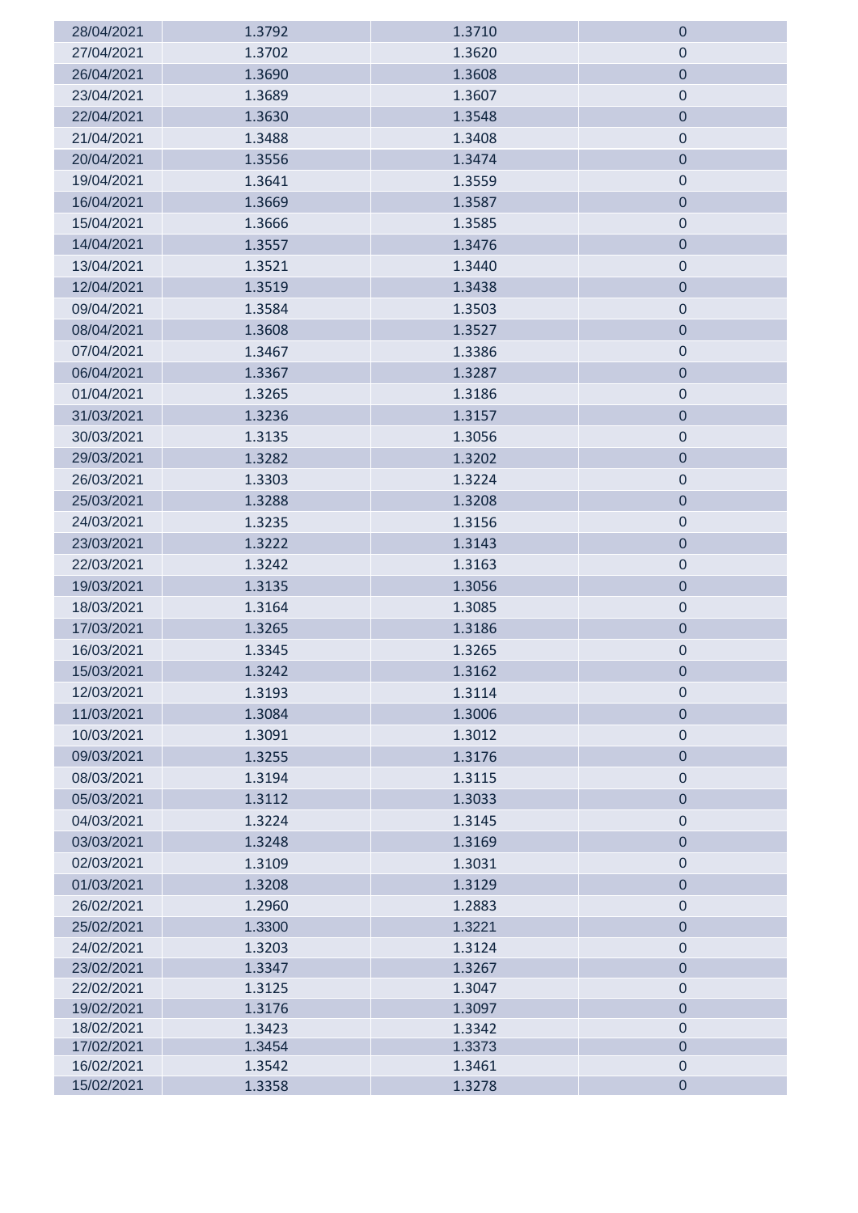| | | | |
|---|---|---|---|
| 28/04/2021 | 1.3792 | 1.3710 | 0 |
| 27/04/2021 | 1.3702 | 1.3620 | 0 |
| 26/04/2021 | 1.3690 | 1.3608 | 0 |
| 23/04/2021 | 1.3689 | 1.3607 | 0 |
| 22/04/2021 | 1.3630 | 1.3548 | 0 |
| 21/04/2021 | 1.3488 | 1.3408 | 0 |
| 20/04/2021 | 1.3556 | 1.3474 | 0 |
| 19/04/2021 | 1.3641 | 1.3559 | 0 |
| 16/04/2021 | 1.3669 | 1.3587 | 0 |
| 15/04/2021 | 1.3666 | 1.3585 | 0 |
| 14/04/2021 | 1.3557 | 1.3476 | 0 |
| 13/04/2021 | 1.3521 | 1.3440 | 0 |
| 12/04/2021 | 1.3519 | 1.3438 | 0 |
| 09/04/2021 | 1.3584 | 1.3503 | 0 |
| 08/04/2021 | 1.3608 | 1.3527 | 0 |
| 07/04/2021 | 1.3467 | 1.3386 | 0 |
| 06/04/2021 | 1.3367 | 1.3287 | 0 |
| 01/04/2021 | 1.3265 | 1.3186 | 0 |
| 31/03/2021 | 1.3236 | 1.3157 | 0 |
| 30/03/2021 | 1.3135 | 1.3056 | 0 |
| 29/03/2021 | 1.3282 | 1.3202 | 0 |
| 26/03/2021 | 1.3303 | 1.3224 | 0 |
| 25/03/2021 | 1.3288 | 1.3208 | 0 |
| 24/03/2021 | 1.3235 | 1.3156 | 0 |
| 23/03/2021 | 1.3222 | 1.3143 | 0 |
| 22/03/2021 | 1.3242 | 1.3163 | 0 |
| 19/03/2021 | 1.3135 | 1.3056 | 0 |
| 18/03/2021 | 1.3164 | 1.3085 | 0 |
| 17/03/2021 | 1.3265 | 1.3186 | 0 |
| 16/03/2021 | 1.3345 | 1.3265 | 0 |
| 15/03/2021 | 1.3242 | 1.3162 | 0 |
| 12/03/2021 | 1.3193 | 1.3114 | 0 |
| 11/03/2021 | 1.3084 | 1.3006 | 0 |
| 10/03/2021 | 1.3091 | 1.3012 | 0 |
| 09/03/2021 | 1.3255 | 1.3176 | 0 |
| 08/03/2021 | 1.3194 | 1.3115 | 0 |
| 05/03/2021 | 1.3112 | 1.3033 | 0 |
| 04/03/2021 | 1.3224 | 1.3145 | 0 |
| 03/03/2021 | 1.3248 | 1.3169 | 0 |
| 02/03/2021 | 1.3109 | 1.3031 | 0 |
| 01/03/2021 | 1.3208 | 1.3129 | 0 |
| 26/02/2021 | 1.2960 | 1.2883 | 0 |
| 25/02/2021 | 1.3300 | 1.3221 | 0 |
| 24/02/2021 | 1.3203 | 1.3124 | 0 |
| 23/02/2021 | 1.3347 | 1.3267 | 0 |
| 22/02/2021 | 1.3125 | 1.3047 | 0 |
| 19/02/2021 | 1.3176 | 1.3097 | 0 |
| 18/02/2021 | 1.3423 | 1.3342 | 0 |
| 17/02/2021 | 1.3454 | 1.3373 | 0 |
| 16/02/2021 | 1.3542 | 1.3461 | 0 |
| 15/02/2021 | 1.3358 | 1.3278 | 0 |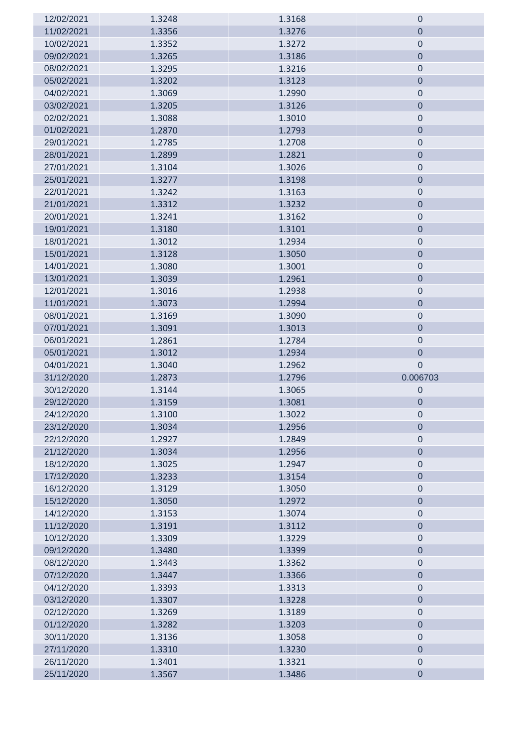| | | | |
|---|---|---|---|
| 12/02/2021 | 1.3248 | 1.3168 | 0 |
| 11/02/2021 | 1.3356 | 1.3276 | 0 |
| 10/02/2021 | 1.3352 | 1.3272 | 0 |
| 09/02/2021 | 1.3265 | 1.3186 | 0 |
| 08/02/2021 | 1.3295 | 1.3216 | 0 |
| 05/02/2021 | 1.3202 | 1.3123 | 0 |
| 04/02/2021 | 1.3069 | 1.2990 | 0 |
| 03/02/2021 | 1.3205 | 1.3126 | 0 |
| 02/02/2021 | 1.3088 | 1.3010 | 0 |
| 01/02/2021 | 1.2870 | 1.2793 | 0 |
| 29/01/2021 | 1.2785 | 1.2708 | 0 |
| 28/01/2021 | 1.2899 | 1.2821 | 0 |
| 27/01/2021 | 1.3104 | 1.3026 | 0 |
| 25/01/2021 | 1.3277 | 1.3198 | 0 |
| 22/01/2021 | 1.3242 | 1.3163 | 0 |
| 21/01/2021 | 1.3312 | 1.3232 | 0 |
| 20/01/2021 | 1.3241 | 1.3162 | 0 |
| 19/01/2021 | 1.3180 | 1.3101 | 0 |
| 18/01/2021 | 1.3012 | 1.2934 | 0 |
| 15/01/2021 | 1.3128 | 1.3050 | 0 |
| 14/01/2021 | 1.3080 | 1.3001 | 0 |
| 13/01/2021 | 1.3039 | 1.2961 | 0 |
| 12/01/2021 | 1.3016 | 1.2938 | 0 |
| 11/01/2021 | 1.3073 | 1.2994 | 0 |
| 08/01/2021 | 1.3169 | 1.3090 | 0 |
| 07/01/2021 | 1.3091 | 1.3013 | 0 |
| 06/01/2021 | 1.2861 | 1.2784 | 0 |
| 05/01/2021 | 1.3012 | 1.2934 | 0 |
| 04/01/2021 | 1.3040 | 1.2962 | 0 |
| 31/12/2020 | 1.2873 | 1.2796 | 0.006703 |
| 30/12/2020 | 1.3144 | 1.3065 | 0 |
| 29/12/2020 | 1.3159 | 1.3081 | 0 |
| 24/12/2020 | 1.3100 | 1.3022 | 0 |
| 23/12/2020 | 1.3034 | 1.2956 | 0 |
| 22/12/2020 | 1.2927 | 1.2849 | 0 |
| 21/12/2020 | 1.3034 | 1.2956 | 0 |
| 18/12/2020 | 1.3025 | 1.2947 | 0 |
| 17/12/2020 | 1.3233 | 1.3154 | 0 |
| 16/12/2020 | 1.3129 | 1.3050 | 0 |
| 15/12/2020 | 1.3050 | 1.2972 | 0 |
| 14/12/2020 | 1.3153 | 1.3074 | 0 |
| 11/12/2020 | 1.3191 | 1.3112 | 0 |
| 10/12/2020 | 1.3309 | 1.3229 | 0 |
| 09/12/2020 | 1.3480 | 1.3399 | 0 |
| 08/12/2020 | 1.3443 | 1.3362 | 0 |
| 07/12/2020 | 1.3447 | 1.3366 | 0 |
| 04/12/2020 | 1.3393 | 1.3313 | 0 |
| 03/12/2020 | 1.3307 | 1.3228 | 0 |
| 02/12/2020 | 1.3269 | 1.3189 | 0 |
| 01/12/2020 | 1.3282 | 1.3203 | 0 |
| 30/11/2020 | 1.3136 | 1.3058 | 0 |
| 27/11/2020 | 1.3310 | 1.3230 | 0 |
| 26/11/2020 | 1.3401 | 1.3321 | 0 |
| 25/11/2020 | 1.3567 | 1.3486 | 0 |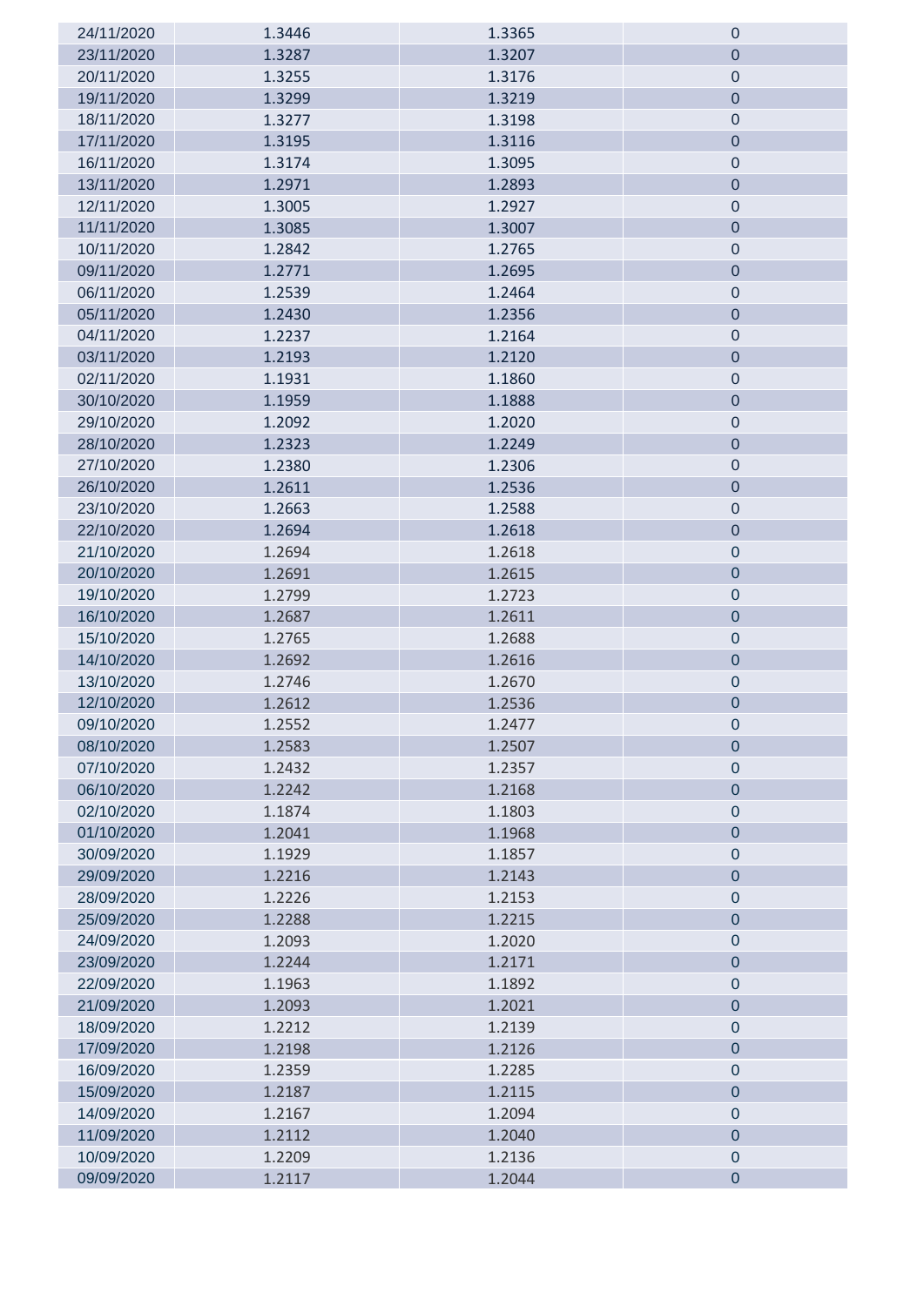| | | | |
|---|---|---|---|
| 24/11/2020 | 1.3446 | 1.3365 | 0 |
| 23/11/2020 | 1.3287 | 1.3207 | 0 |
| 20/11/2020 | 1.3255 | 1.3176 | 0 |
| 19/11/2020 | 1.3299 | 1.3219 | 0 |
| 18/11/2020 | 1.3277 | 1.3198 | 0 |
| 17/11/2020 | 1.3195 | 1.3116 | 0 |
| 16/11/2020 | 1.3174 | 1.3095 | 0 |
| 13/11/2020 | 1.2971 | 1.2893 | 0 |
| 12/11/2020 | 1.3005 | 1.2927 | 0 |
| 11/11/2020 | 1.3085 | 1.3007 | 0 |
| 10/11/2020 | 1.2842 | 1.2765 | 0 |
| 09/11/2020 | 1.2771 | 1.2695 | 0 |
| 06/11/2020 | 1.2539 | 1.2464 | 0 |
| 05/11/2020 | 1.2430 | 1.2356 | 0 |
| 04/11/2020 | 1.2237 | 1.2164 | 0 |
| 03/11/2020 | 1.2193 | 1.2120 | 0 |
| 02/11/2020 | 1.1931 | 1.1860 | 0 |
| 30/10/2020 | 1.1959 | 1.1888 | 0 |
| 29/10/2020 | 1.2092 | 1.2020 | 0 |
| 28/10/2020 | 1.2323 | 1.2249 | 0 |
| 27/10/2020 | 1.2380 | 1.2306 | 0 |
| 26/10/2020 | 1.2611 | 1.2536 | 0 |
| 23/10/2020 | 1.2663 | 1.2588 | 0 |
| 22/10/2020 | 1.2694 | 1.2618 | 0 |
| 21/10/2020 | 1.2694 | 1.2618 | 0 |
| 20/10/2020 | 1.2691 | 1.2615 | 0 |
| 19/10/2020 | 1.2799 | 1.2723 | 0 |
| 16/10/2020 | 1.2687 | 1.2611 | 0 |
| 15/10/2020 | 1.2765 | 1.2688 | 0 |
| 14/10/2020 | 1.2692 | 1.2616 | 0 |
| 13/10/2020 | 1.2746 | 1.2670 | 0 |
| 12/10/2020 | 1.2612 | 1.2536 | 0 |
| 09/10/2020 | 1.2552 | 1.2477 | 0 |
| 08/10/2020 | 1.2583 | 1.2507 | 0 |
| 07/10/2020 | 1.2432 | 1.2357 | 0 |
| 06/10/2020 | 1.2242 | 1.2168 | 0 |
| 02/10/2020 | 1.1874 | 1.1803 | 0 |
| 01/10/2020 | 1.2041 | 1.1968 | 0 |
| 30/09/2020 | 1.1929 | 1.1857 | 0 |
| 29/09/2020 | 1.2216 | 1.2143 | 0 |
| 28/09/2020 | 1.2226 | 1.2153 | 0 |
| 25/09/2020 | 1.2288 | 1.2215 | 0 |
| 24/09/2020 | 1.2093 | 1.2020 | 0 |
| 23/09/2020 | 1.2244 | 1.2171 | 0 |
| 22/09/2020 | 1.1963 | 1.1892 | 0 |
| 21/09/2020 | 1.2093 | 1.2021 | 0 |
| 18/09/2020 | 1.2212 | 1.2139 | 0 |
| 17/09/2020 | 1.2198 | 1.2126 | 0 |
| 16/09/2020 | 1.2359 | 1.2285 | 0 |
| 15/09/2020 | 1.2187 | 1.2115 | 0 |
| 14/09/2020 | 1.2167 | 1.2094 | 0 |
| 11/09/2020 | 1.2112 | 1.2040 | 0 |
| 10/09/2020 | 1.2209 | 1.2136 | 0 |
| 09/09/2020 | 1.2117 | 1.2044 | 0 |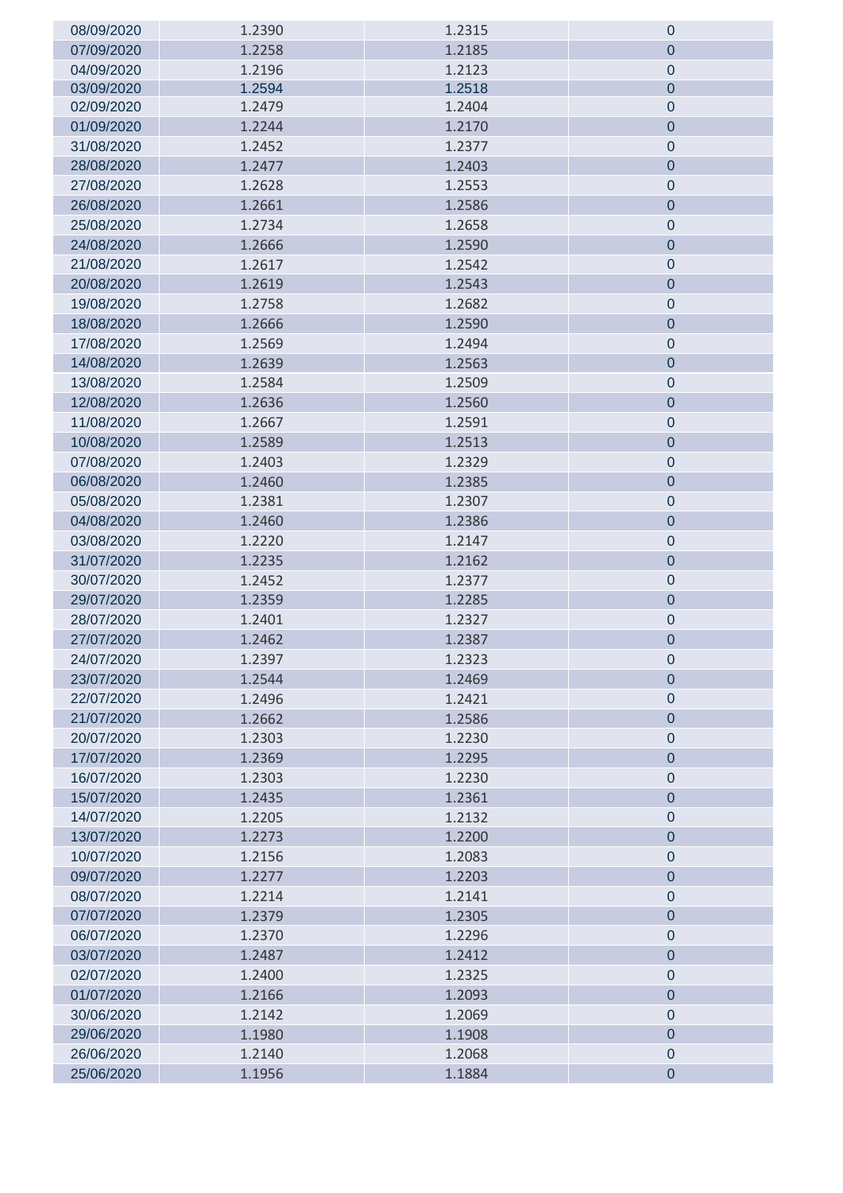| 08/09/2020 | 1.2390 | 1.2315 | 0 |
|---|---|---|---|
| 07/09/2020 | 1.2258 | 1.2185 | 0 |
| 04/09/2020 | 1.2196 | 1.2123 | 0 |
| 03/09/2020 | 1.2594 | 1.2518 | 0 |
| 02/09/2020 | 1.2479 | 1.2404 | 0 |
| 01/09/2020 | 1.2244 | 1.2170 | 0 |
| 31/08/2020 | 1.2452 | 1.2377 | 0 |
| 28/08/2020 | 1.2477 | 1.2403 | 0 |
| 27/08/2020 | 1.2628 | 1.2553 | 0 |
| 26/08/2020 | 1.2661 | 1.2586 | 0 |
| 25/08/2020 | 1.2734 | 1.2658 | 0 |
| 24/08/2020 | 1.2666 | 1.2590 | 0 |
| 21/08/2020 | 1.2617 | 1.2542 | 0 |
| 20/08/2020 | 1.2619 | 1.2543 | 0 |
| 19/08/2020 | 1.2758 | 1.2682 | 0 |
| 18/08/2020 | 1.2666 | 1.2590 | 0 |
| 17/08/2020 | 1.2569 | 1.2494 | 0 |
| 14/08/2020 | 1.2639 | 1.2563 | 0 |
| 13/08/2020 | 1.2584 | 1.2509 | 0 |
| 12/08/2020 | 1.2636 | 1.2560 | 0 |
| 11/08/2020 | 1.2667 | 1.2591 | 0 |
| 10/08/2020 | 1.2589 | 1.2513 | 0 |
| 07/08/2020 | 1.2403 | 1.2329 | 0 |
| 06/08/2020 | 1.2460 | 1.2385 | 0 |
| 05/08/2020 | 1.2381 | 1.2307 | 0 |
| 04/08/2020 | 1.2460 | 1.2386 | 0 |
| 03/08/2020 | 1.2220 | 1.2147 | 0 |
| 31/07/2020 | 1.2235 | 1.2162 | 0 |
| 30/07/2020 | 1.2452 | 1.2377 | 0 |
| 29/07/2020 | 1.2359 | 1.2285 | 0 |
| 28/07/2020 | 1.2401 | 1.2327 | 0 |
| 27/07/2020 | 1.2462 | 1.2387 | 0 |
| 24/07/2020 | 1.2397 | 1.2323 | 0 |
| 23/07/2020 | 1.2544 | 1.2469 | 0 |
| 22/07/2020 | 1.2496 | 1.2421 | 0 |
| 21/07/2020 | 1.2662 | 1.2586 | 0 |
| 20/07/2020 | 1.2303 | 1.2230 | 0 |
| 17/07/2020 | 1.2369 | 1.2295 | 0 |
| 16/07/2020 | 1.2303 | 1.2230 | 0 |
| 15/07/2020 | 1.2435 | 1.2361 | 0 |
| 14/07/2020 | 1.2205 | 1.2132 | 0 |
| 13/07/2020 | 1.2273 | 1.2200 | 0 |
| 10/07/2020 | 1.2156 | 1.2083 | 0 |
| 09/07/2020 | 1.2277 | 1.2203 | 0 |
| 08/07/2020 | 1.2214 | 1.2141 | 0 |
| 07/07/2020 | 1.2379 | 1.2305 | 0 |
| 06/07/2020 | 1.2370 | 1.2296 | 0 |
| 03/07/2020 | 1.2487 | 1.2412 | 0 |
| 02/07/2020 | 1.2400 | 1.2325 | 0 |
| 01/07/2020 | 1.2166 | 1.2093 | 0 |
| 30/06/2020 | 1.2142 | 1.2069 | 0 |
| 29/06/2020 | 1.1980 | 1.1908 | 0 |
| 26/06/2020 | 1.2140 | 1.2068 | 0 |
| 25/06/2020 | 1.1956 | 1.1884 | 0 |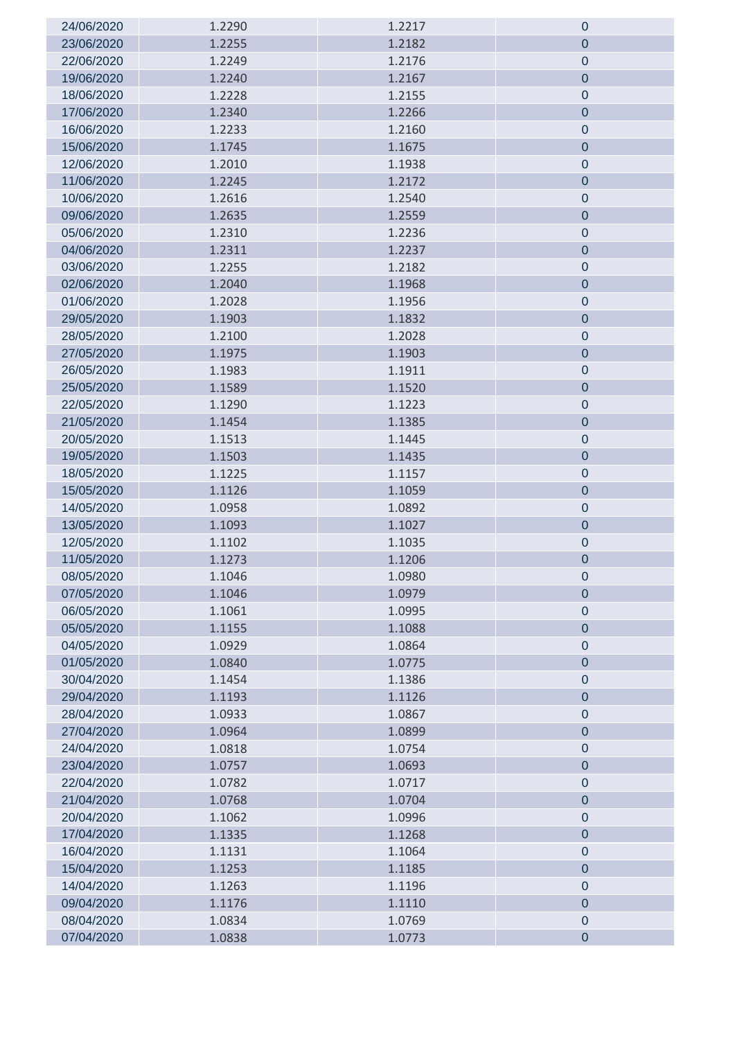| | | | |
|---|---|---|---|
| 24/06/2020 | 1.2290 | 1.2217 | 0 |
| 23/06/2020 | 1.2255 | 1.2182 | 0 |
| 22/06/2020 | 1.2249 | 1.2176 | 0 |
| 19/06/2020 | 1.2240 | 1.2167 | 0 |
| 18/06/2020 | 1.2228 | 1.2155 | 0 |
| 17/06/2020 | 1.2340 | 1.2266 | 0 |
| 16/06/2020 | 1.2233 | 1.2160 | 0 |
| 15/06/2020 | 1.1745 | 1.1675 | 0 |
| 12/06/2020 | 1.2010 | 1.1938 | 0 |
| 11/06/2020 | 1.2245 | 1.2172 | 0 |
| 10/06/2020 | 1.2616 | 1.2540 | 0 |
| 09/06/2020 | 1.2635 | 1.2559 | 0 |
| 05/06/2020 | 1.2310 | 1.2236 | 0 |
| 04/06/2020 | 1.2311 | 1.2237 | 0 |
| 03/06/2020 | 1.2255 | 1.2182 | 0 |
| 02/06/2020 | 1.2040 | 1.1968 | 0 |
| 01/06/2020 | 1.2028 | 1.1956 | 0 |
| 29/05/2020 | 1.1903 | 1.1832 | 0 |
| 28/05/2020 | 1.2100 | 1.2028 | 0 |
| 27/05/2020 | 1.1975 | 1.1903 | 0 |
| 26/05/2020 | 1.1983 | 1.1911 | 0 |
| 25/05/2020 | 1.1589 | 1.1520 | 0 |
| 22/05/2020 | 1.1290 | 1.1223 | 0 |
| 21/05/2020 | 1.1454 | 1.1385 | 0 |
| 20/05/2020 | 1.1513 | 1.1445 | 0 |
| 19/05/2020 | 1.1503 | 1.1435 | 0 |
| 18/05/2020 | 1.1225 | 1.1157 | 0 |
| 15/05/2020 | 1.1126 | 1.1059 | 0 |
| 14/05/2020 | 1.0958 | 1.0892 | 0 |
| 13/05/2020 | 1.1093 | 1.1027 | 0 |
| 12/05/2020 | 1.1102 | 1.1035 | 0 |
| 11/05/2020 | 1.1273 | 1.1206 | 0 |
| 08/05/2020 | 1.1046 | 1.0980 | 0 |
| 07/05/2020 | 1.1046 | 1.0979 | 0 |
| 06/05/2020 | 1.1061 | 1.0995 | 0 |
| 05/05/2020 | 1.1155 | 1.1088 | 0 |
| 04/05/2020 | 1.0929 | 1.0864 | 0 |
| 01/05/2020 | 1.0840 | 1.0775 | 0 |
| 30/04/2020 | 1.1454 | 1.1386 | 0 |
| 29/04/2020 | 1.1193 | 1.1126 | 0 |
| 28/04/2020 | 1.0933 | 1.0867 | 0 |
| 27/04/2020 | 1.0964 | 1.0899 | 0 |
| 24/04/2020 | 1.0818 | 1.0754 | 0 |
| 23/04/2020 | 1.0757 | 1.0693 | 0 |
| 22/04/2020 | 1.0782 | 1.0717 | 0 |
| 21/04/2020 | 1.0768 | 1.0704 | 0 |
| 20/04/2020 | 1.1062 | 1.0996 | 0 |
| 17/04/2020 | 1.1335 | 1.1268 | 0 |
| 16/04/2020 | 1.1131 | 1.1064 | 0 |
| 15/04/2020 | 1.1253 | 1.1185 | 0 |
| 14/04/2020 | 1.1263 | 1.1196 | 0 |
| 09/04/2020 | 1.1176 | 1.1110 | 0 |
| 08/04/2020 | 1.0834 | 1.0769 | 0 |
| 07/04/2020 | 1.0838 | 1.0773 | 0 |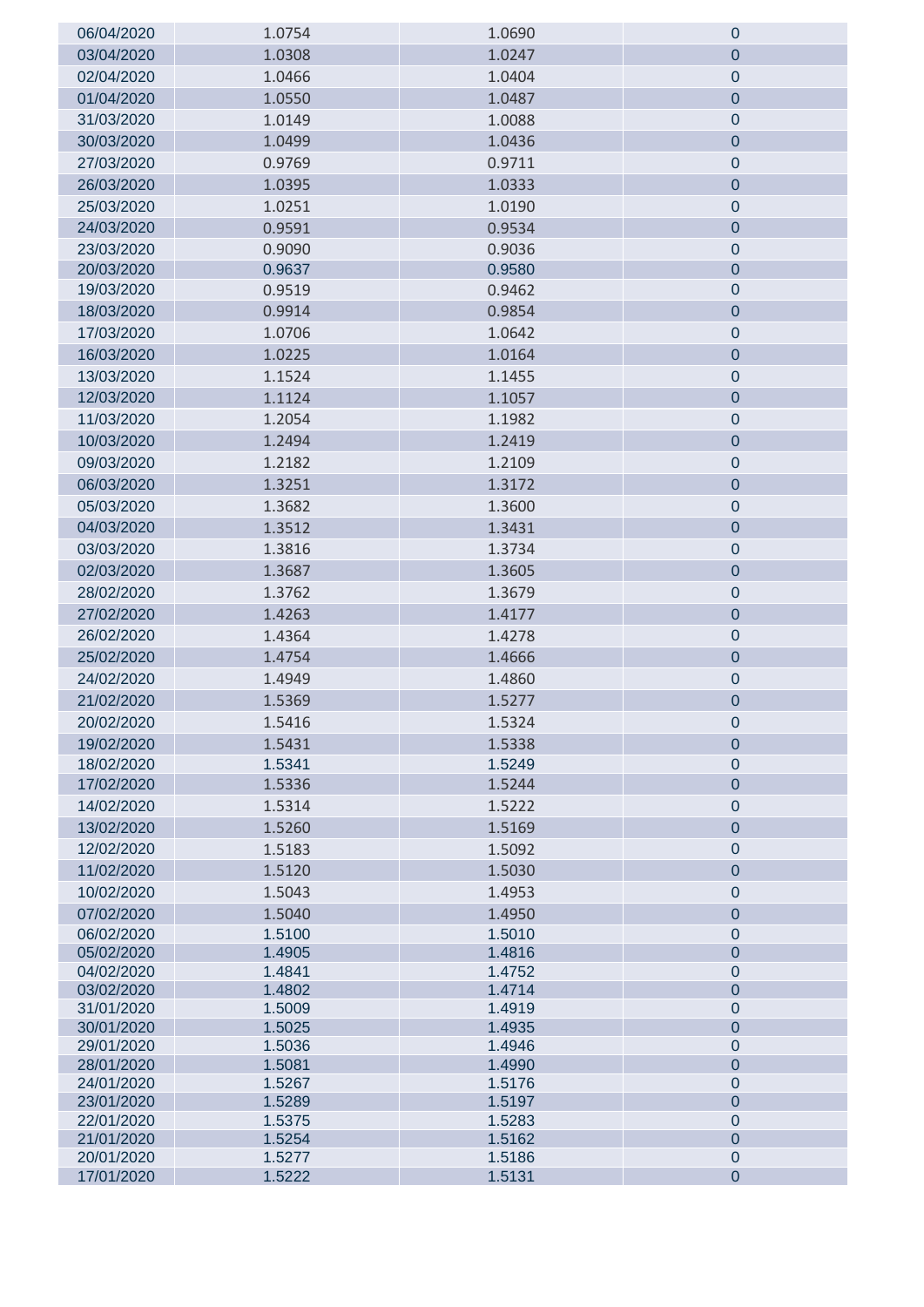| | | | |
|---|---|---|---|
| 06/04/2020 | 1.0754 | 1.0690 | 0 |
| 03/04/2020 | 1.0308 | 1.0247 | 0 |
| 02/04/2020 | 1.0466 | 1.0404 | 0 |
| 01/04/2020 | 1.0550 | 1.0487 | 0 |
| 31/03/2020 | 1.0149 | 1.0088 | 0 |
| 30/03/2020 | 1.0499 | 1.0436 | 0 |
| 27/03/2020 | 0.9769 | 0.9711 | 0 |
| 26/03/2020 | 1.0395 | 1.0333 | 0 |
| 25/03/2020 | 1.0251 | 1.0190 | 0 |
| 24/03/2020 | 0.9591 | 0.9534 | 0 |
| 23/03/2020 | 0.9090 | 0.9036 | 0 |
| 20/03/2020 | 0.9637 | 0.9580 | 0 |
| 19/03/2020 | 0.9519 | 0.9462 | 0 |
| 18/03/2020 | 0.9914 | 0.9854 | 0 |
| 17/03/2020 | 1.0706 | 1.0642 | 0 |
| 16/03/2020 | 1.0225 | 1.0164 | 0 |
| 13/03/2020 | 1.1524 | 1.1455 | 0 |
| 12/03/2020 | 1.1124 | 1.1057 | 0 |
| 11/03/2020 | 1.2054 | 1.1982 | 0 |
| 10/03/2020 | 1.2494 | 1.2419 | 0 |
| 09/03/2020 | 1.2182 | 1.2109 | 0 |
| 06/03/2020 | 1.3251 | 1.3172 | 0 |
| 05/03/2020 | 1.3682 | 1.3600 | 0 |
| 04/03/2020 | 1.3512 | 1.3431 | 0 |
| 03/03/2020 | 1.3816 | 1.3734 | 0 |
| 02/03/2020 | 1.3687 | 1.3605 | 0 |
| 28/02/2020 | 1.3762 | 1.3679 | 0 |
| 27/02/2020 | 1.4263 | 1.4177 | 0 |
| 26/02/2020 | 1.4364 | 1.4278 | 0 |
| 25/02/2020 | 1.4754 | 1.4666 | 0 |
| 24/02/2020 | 1.4949 | 1.4860 | 0 |
| 21/02/2020 | 1.5369 | 1.5277 | 0 |
| 20/02/2020 | 1.5416 | 1.5324 | 0 |
| 19/02/2020 | 1.5431 | 1.5338 | 0 |
| 18/02/2020 | 1.5341 | 1.5249 | 0 |
| 17/02/2020 | 1.5336 | 1.5244 | 0 |
| 14/02/2020 | 1.5314 | 1.5222 | 0 |
| 13/02/2020 | 1.5260 | 1.5169 | 0 |
| 12/02/2020 | 1.5183 | 1.5092 | 0 |
| 11/02/2020 | 1.5120 | 1.5030 | 0 |
| 10/02/2020 | 1.5043 | 1.4953 | 0 |
| 07/02/2020 | 1.5040 | 1.4950 | 0 |
| 06/02/2020 | 1.5100 | 1.5010 | 0 |
| 05/02/2020 | 1.4905 | 1.4816 | 0 |
| 04/02/2020 | 1.4841 | 1.4752 | 0 |
| 03/02/2020 | 1.4802 | 1.4714 | 0 |
| 31/01/2020 | 1.5009 | 1.4919 | 0 |
| 30/01/2020 | 1.5025 | 1.4935 | 0 |
| 29/01/2020 | 1.5036 | 1.4946 | 0 |
| 28/01/2020 | 1.5081 | 1.4990 | 0 |
| 24/01/2020 | 1.5267 | 1.5176 | 0 |
| 23/01/2020 | 1.5289 | 1.5197 | 0 |
| 22/01/2020 | 1.5375 | 1.5283 | 0 |
| 21/01/2020 | 1.5254 | 1.5162 | 0 |
| 20/01/2020 | 1.5277 | 1.5186 | 0 |
| 17/01/2020 | 1.5222 | 1.5131 | 0 |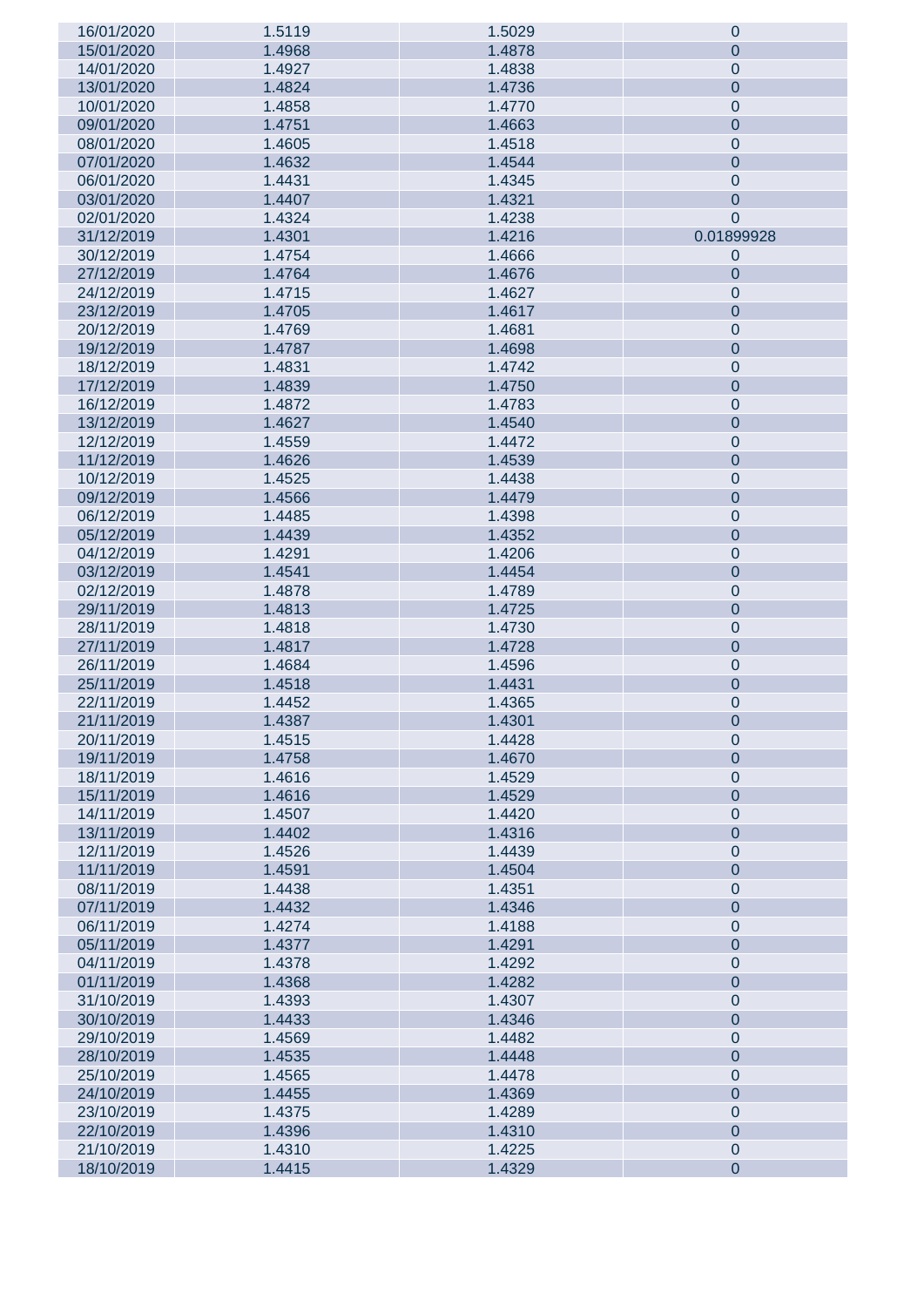| | | | |
|---|---|---|---|
| 16/01/2020 | 1.5119 | 1.5029 | 0 |
| 15/01/2020 | 1.4968 | 1.4878 | 0 |
| 14/01/2020 | 1.4927 | 1.4838 | 0 |
| 13/01/2020 | 1.4824 | 1.4736 | 0 |
| 10/01/2020 | 1.4858 | 1.4770 | 0 |
| 09/01/2020 | 1.4751 | 1.4663 | 0 |
| 08/01/2020 | 1.4605 | 1.4518 | 0 |
| 07/01/2020 | 1.4632 | 1.4544 | 0 |
| 06/01/2020 | 1.4431 | 1.4345 | 0 |
| 03/01/2020 | 1.4407 | 1.4321 | 0 |
| 02/01/2020 | 1.4324 | 1.4238 | 0 |
| 31/12/2019 | 1.4301 | 1.4216 | 0.01899928 |
| 30/12/2019 | 1.4754 | 1.4666 | 0 |
| 27/12/2019 | 1.4764 | 1.4676 | 0 |
| 24/12/2019 | 1.4715 | 1.4627 | 0 |
| 23/12/2019 | 1.4705 | 1.4617 | 0 |
| 20/12/2019 | 1.4769 | 1.4681 | 0 |
| 19/12/2019 | 1.4787 | 1.4698 | 0 |
| 18/12/2019 | 1.4831 | 1.4742 | 0 |
| 17/12/2019 | 1.4839 | 1.4750 | 0 |
| 16/12/2019 | 1.4872 | 1.4783 | 0 |
| 13/12/2019 | 1.4627 | 1.4540 | 0 |
| 12/12/2019 | 1.4559 | 1.4472 | 0 |
| 11/12/2019 | 1.4626 | 1.4539 | 0 |
| 10/12/2019 | 1.4525 | 1.4438 | 0 |
| 09/12/2019 | 1.4566 | 1.4479 | 0 |
| 06/12/2019 | 1.4485 | 1.4398 | 0 |
| 05/12/2019 | 1.4439 | 1.4352 | 0 |
| 04/12/2019 | 1.4291 | 1.4206 | 0 |
| 03/12/2019 | 1.4541 | 1.4454 | 0 |
| 02/12/2019 | 1.4878 | 1.4789 | 0 |
| 29/11/2019 | 1.4813 | 1.4725 | 0 |
| 28/11/2019 | 1.4818 | 1.4730 | 0 |
| 27/11/2019 | 1.4817 | 1.4728 | 0 |
| 26/11/2019 | 1.4684 | 1.4596 | 0 |
| 25/11/2019 | 1.4518 | 1.4431 | 0 |
| 22/11/2019 | 1.4452 | 1.4365 | 0 |
| 21/11/2019 | 1.4387 | 1.4301 | 0 |
| 20/11/2019 | 1.4515 | 1.4428 | 0 |
| 19/11/2019 | 1.4758 | 1.4670 | 0 |
| 18/11/2019 | 1.4616 | 1.4529 | 0 |
| 15/11/2019 | 1.4616 | 1.4529 | 0 |
| 14/11/2019 | 1.4507 | 1.4420 | 0 |
| 13/11/2019 | 1.4402 | 1.4316 | 0 |
| 12/11/2019 | 1.4526 | 1.4439 | 0 |
| 11/11/2019 | 1.4591 | 1.4504 | 0 |
| 08/11/2019 | 1.4438 | 1.4351 | 0 |
| 07/11/2019 | 1.4432 | 1.4346 | 0 |
| 06/11/2019 | 1.4274 | 1.4188 | 0 |
| 05/11/2019 | 1.4377 | 1.4291 | 0 |
| 04/11/2019 | 1.4378 | 1.4292 | 0 |
| 01/11/2019 | 1.4368 | 1.4282 | 0 |
| 31/10/2019 | 1.4393 | 1.4307 | 0 |
| 30/10/2019 | 1.4433 | 1.4346 | 0 |
| 29/10/2019 | 1.4569 | 1.4482 | 0 |
| 28/10/2019 | 1.4535 | 1.4448 | 0 |
| 25/10/2019 | 1.4565 | 1.4478 | 0 |
| 24/10/2019 | 1.4455 | 1.4369 | 0 |
| 23/10/2019 | 1.4375 | 1.4289 | 0 |
| 22/10/2019 | 1.4396 | 1.4310 | 0 |
| 21/10/2019 | 1.4310 | 1.4225 | 0 |
| 18/10/2019 | 1.4415 | 1.4329 | 0 |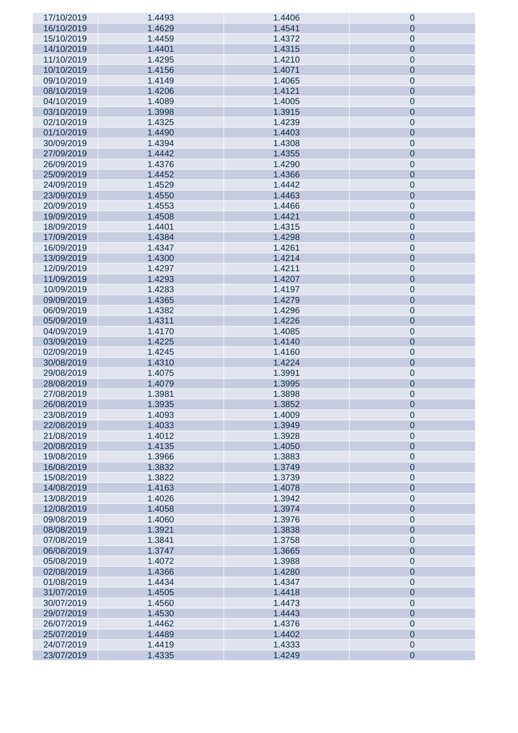| | | | |
|---|---|---|---|
| 17/10/2019 | 1.4493 | 1.4406 | 0 |
| 16/10/2019 | 1.4629 | 1.4541 | 0 |
| 15/10/2019 | 1.4459 | 1.4372 | 0 |
| 14/10/2019 | 1.4401 | 1.4315 | 0 |
| 11/10/2019 | 1.4295 | 1.4210 | 0 |
| 10/10/2019 | 1.4156 | 1.4071 | 0 |
| 09/10/2019 | 1.4149 | 1.4065 | 0 |
| 08/10/2019 | 1.4206 | 1.4121 | 0 |
| 04/10/2019 | 1.4089 | 1.4005 | 0 |
| 03/10/2019 | 1.3998 | 1.3915 | 0 |
| 02/10/2019 | 1.4325 | 1.4239 | 0 |
| 01/10/2019 | 1.4490 | 1.4403 | 0 |
| 30/09/2019 | 1.4394 | 1.4308 | 0 |
| 27/09/2019 | 1.4442 | 1.4355 | 0 |
| 26/09/2019 | 1.4376 | 1.4290 | 0 |
| 25/09/2019 | 1.4452 | 1.4366 | 0 |
| 24/09/2019 | 1.4529 | 1.4442 | 0 |
| 23/09/2019 | 1.4550 | 1.4463 | 0 |
| 20/09/2019 | 1.4553 | 1.4466 | 0 |
| 19/09/2019 | 1.4508 | 1.4421 | 0 |
| 18/09/2019 | 1.4401 | 1.4315 | 0 |
| 17/09/2019 | 1.4384 | 1.4298 | 0 |
| 16/09/2019 | 1.4347 | 1.4261 | 0 |
| 13/09/2019 | 1.4300 | 1.4214 | 0 |
| 12/09/2019 | 1.4297 | 1.4211 | 0 |
| 11/09/2019 | 1.4293 | 1.4207 | 0 |
| 10/09/2019 | 1.4283 | 1.4197 | 0 |
| 09/09/2019 | 1.4365 | 1.4279 | 0 |
| 06/09/2019 | 1.4382 | 1.4296 | 0 |
| 05/09/2019 | 1.4311 | 1.4226 | 0 |
| 04/09/2019 | 1.4170 | 1.4085 | 0 |
| 03/09/2019 | 1.4225 | 1.4140 | 0 |
| 02/09/2019 | 1.4245 | 1.4160 | 0 |
| 30/08/2019 | 1.4310 | 1.4224 | 0 |
| 29/08/2019 | 1.4075 | 1.3991 | 0 |
| 28/08/2019 | 1.4079 | 1.3995 | 0 |
| 27/08/2019 | 1.3981 | 1.3898 | 0 |
| 26/08/2019 | 1.3935 | 1.3852 | 0 |
| 23/08/2019 | 1.4093 | 1.4009 | 0 |
| 22/08/2019 | 1.4033 | 1.3949 | 0 |
| 21/08/2019 | 1.4012 | 1.3928 | 0 |
| 20/08/2019 | 1.4135 | 1.4050 | 0 |
| 19/08/2019 | 1.3966 | 1.3883 | 0 |
| 16/08/2019 | 1.3832 | 1.3749 | 0 |
| 15/08/2019 | 1.3822 | 1.3739 | 0 |
| 14/08/2019 | 1.4163 | 1.4078 | 0 |
| 13/08/2019 | 1.4026 | 1.3942 | 0 |
| 12/08/2019 | 1.4058 | 1.3974 | 0 |
| 09/08/2019 | 1.4060 | 1.3976 | 0 |
| 08/08/2019 | 1.3921 | 1.3838 | 0 |
| 07/08/2019 | 1.3841 | 1.3758 | 0 |
| 06/08/2019 | 1.3747 | 1.3665 | 0 |
| 05/08/2019 | 1.4072 | 1.3988 | 0 |
| 02/08/2019 | 1.4366 | 1.4280 | 0 |
| 01/08/2019 | 1.4434 | 1.4347 | 0 |
| 31/07/2019 | 1.4505 | 1.4418 | 0 |
| 30/07/2019 | 1.4560 | 1.4473 | 0 |
| 29/07/2019 | 1.4530 | 1.4443 | 0 |
| 26/07/2019 | 1.4462 | 1.4376 | 0 |
| 25/07/2019 | 1.4489 | 1.4402 | 0 |
| 24/07/2019 | 1.4419 | 1.4333 | 0 |
| 23/07/2019 | 1.4335 | 1.4249 | 0 |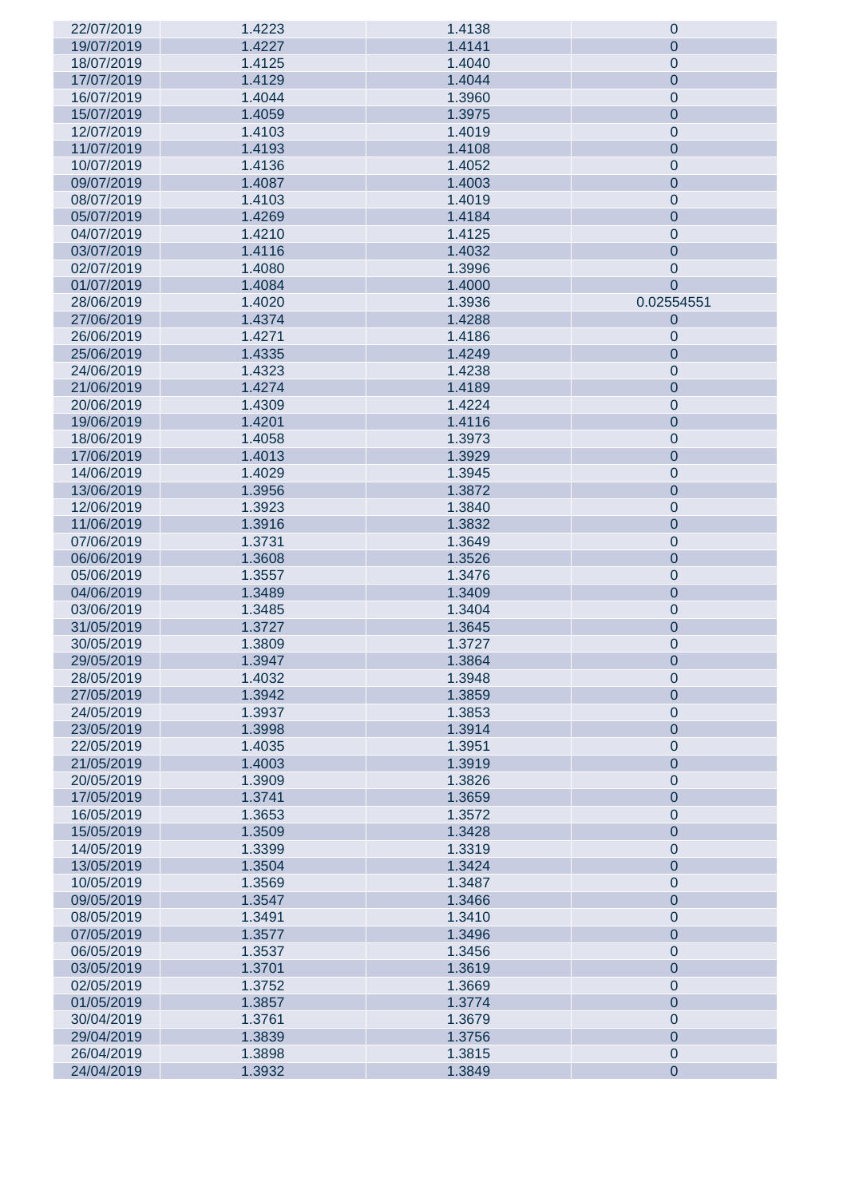| | | | |
|---|---|---|---|
| 22/07/2019 | 1.4223 | 1.4138 | 0 |
| 19/07/2019 | 1.4227 | 1.4141 | 0 |
| 18/07/2019 | 1.4125 | 1.4040 | 0 |
| 17/07/2019 | 1.4129 | 1.4044 | 0 |
| 16/07/2019 | 1.4044 | 1.3960 | 0 |
| 15/07/2019 | 1.4059 | 1.3975 | 0 |
| 12/07/2019 | 1.4103 | 1.4019 | 0 |
| 11/07/2019 | 1.4193 | 1.4108 | 0 |
| 10/07/2019 | 1.4136 | 1.4052 | 0 |
| 09/07/2019 | 1.4087 | 1.4003 | 0 |
| 08/07/2019 | 1.4103 | 1.4019 | 0 |
| 05/07/2019 | 1.4269 | 1.4184 | 0 |
| 04/07/2019 | 1.4210 | 1.4125 | 0 |
| 03/07/2019 | 1.4116 | 1.4032 | 0 |
| 02/07/2019 | 1.4080 | 1.3996 | 0 |
| 01/07/2019 | 1.4084 | 1.4000 | 0 |
| 28/06/2019 | 1.4020 | 1.3936 | 0.02554551 |
| 27/06/2019 | 1.4374 | 1.4288 | 0 |
| 26/06/2019 | 1.4271 | 1.4186 | 0 |
| 25/06/2019 | 1.4335 | 1.4249 | 0 |
| 24/06/2019 | 1.4323 | 1.4238 | 0 |
| 21/06/2019 | 1.4274 | 1.4189 | 0 |
| 20/06/2019 | 1.4309 | 1.4224 | 0 |
| 19/06/2019 | 1.4201 | 1.4116 | 0 |
| 18/06/2019 | 1.4058 | 1.3973 | 0 |
| 17/06/2019 | 1.4013 | 1.3929 | 0 |
| 14/06/2019 | 1.4029 | 1.3945 | 0 |
| 13/06/2019 | 1.3956 | 1.3872 | 0 |
| 12/06/2019 | 1.3923 | 1.3840 | 0 |
| 11/06/2019 | 1.3916 | 1.3832 | 0 |
| 07/06/2019 | 1.3731 | 1.3649 | 0 |
| 06/06/2019 | 1.3608 | 1.3526 | 0 |
| 05/06/2019 | 1.3557 | 1.3476 | 0 |
| 04/06/2019 | 1.3489 | 1.3409 | 0 |
| 03/06/2019 | 1.3485 | 1.3404 | 0 |
| 31/05/2019 | 1.3727 | 1.3645 | 0 |
| 30/05/2019 | 1.3809 | 1.3727 | 0 |
| 29/05/2019 | 1.3947 | 1.3864 | 0 |
| 28/05/2019 | 1.4032 | 1.3948 | 0 |
| 27/05/2019 | 1.3942 | 1.3859 | 0 |
| 24/05/2019 | 1.3937 | 1.3853 | 0 |
| 23/05/2019 | 1.3998 | 1.3914 | 0 |
| 22/05/2019 | 1.4035 | 1.3951 | 0 |
| 21/05/2019 | 1.4003 | 1.3919 | 0 |
| 20/05/2019 | 1.3909 | 1.3826 | 0 |
| 17/05/2019 | 1.3741 | 1.3659 | 0 |
| 16/05/2019 | 1.3653 | 1.3572 | 0 |
| 15/05/2019 | 1.3509 | 1.3428 | 0 |
| 14/05/2019 | 1.3399 | 1.3319 | 0 |
| 13/05/2019 | 1.3504 | 1.3424 | 0 |
| 10/05/2019 | 1.3569 | 1.3487 | 0 |
| 09/05/2019 | 1.3547 | 1.3466 | 0 |
| 08/05/2019 | 1.3491 | 1.3410 | 0 |
| 07/05/2019 | 1.3577 | 1.3496 | 0 |
| 06/05/2019 | 1.3537 | 1.3456 | 0 |
| 03/05/2019 | 1.3701 | 1.3619 | 0 |
| 02/05/2019 | 1.3752 | 1.3669 | 0 |
| 01/05/2019 | 1.3857 | 1.3774 | 0 |
| 30/04/2019 | 1.3761 | 1.3679 | 0 |
| 29/04/2019 | 1.3839 | 1.3756 | 0 |
| 26/04/2019 | 1.3898 | 1.3815 | 0 |
| 24/04/2019 | 1.3932 | 1.3849 | 0 |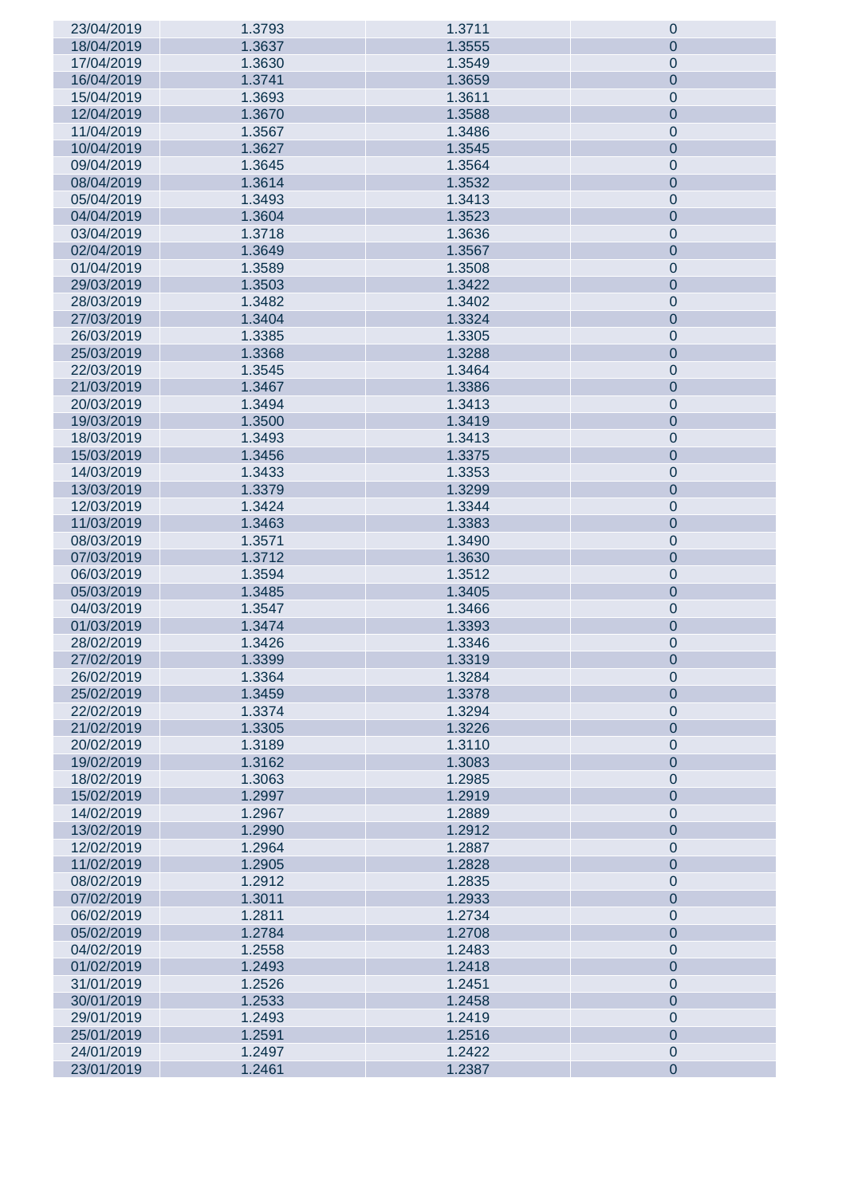| | | | |
|---|---|---|---|
| 23/04/2019 | 1.3793 | 1.3711 | 0 |
| 18/04/2019 | 1.3637 | 1.3555 | 0 |
| 17/04/2019 | 1.3630 | 1.3549 | 0 |
| 16/04/2019 | 1.3741 | 1.3659 | 0 |
| 15/04/2019 | 1.3693 | 1.3611 | 0 |
| 12/04/2019 | 1.3670 | 1.3588 | 0 |
| 11/04/2019 | 1.3567 | 1.3486 | 0 |
| 10/04/2019 | 1.3627 | 1.3545 | 0 |
| 09/04/2019 | 1.3645 | 1.3564 | 0 |
| 08/04/2019 | 1.3614 | 1.3532 | 0 |
| 05/04/2019 | 1.3493 | 1.3413 | 0 |
| 04/04/2019 | 1.3604 | 1.3523 | 0 |
| 03/04/2019 | 1.3718 | 1.3636 | 0 |
| 02/04/2019 | 1.3649 | 1.3567 | 0 |
| 01/04/2019 | 1.3589 | 1.3508 | 0 |
| 29/03/2019 | 1.3503 | 1.3422 | 0 |
| 28/03/2019 | 1.3482 | 1.3402 | 0 |
| 27/03/2019 | 1.3404 | 1.3324 | 0 |
| 26/03/2019 | 1.3385 | 1.3305 | 0 |
| 25/03/2019 | 1.3368 | 1.3288 | 0 |
| 22/03/2019 | 1.3545 | 1.3464 | 0 |
| 21/03/2019 | 1.3467 | 1.3386 | 0 |
| 20/03/2019 | 1.3494 | 1.3413 | 0 |
| 19/03/2019 | 1.3500 | 1.3419 | 0 |
| 18/03/2019 | 1.3493 | 1.3413 | 0 |
| 15/03/2019 | 1.3456 | 1.3375 | 0 |
| 14/03/2019 | 1.3433 | 1.3353 | 0 |
| 13/03/2019 | 1.3379 | 1.3299 | 0 |
| 12/03/2019 | 1.3424 | 1.3344 | 0 |
| 11/03/2019 | 1.3463 | 1.3383 | 0 |
| 08/03/2019 | 1.3571 | 1.3490 | 0 |
| 07/03/2019 | 1.3712 | 1.3630 | 0 |
| 06/03/2019 | 1.3594 | 1.3512 | 0 |
| 05/03/2019 | 1.3485 | 1.3405 | 0 |
| 04/03/2019 | 1.3547 | 1.3466 | 0 |
| 01/03/2019 | 1.3474 | 1.3393 | 0 |
| 28/02/2019 | 1.3426 | 1.3346 | 0 |
| 27/02/2019 | 1.3399 | 1.3319 | 0 |
| 26/02/2019 | 1.3364 | 1.3284 | 0 |
| 25/02/2019 | 1.3459 | 1.3378 | 0 |
| 22/02/2019 | 1.3374 | 1.3294 | 0 |
| 21/02/2019 | 1.3305 | 1.3226 | 0 |
| 20/02/2019 | 1.3189 | 1.3110 | 0 |
| 19/02/2019 | 1.3162 | 1.3083 | 0 |
| 18/02/2019 | 1.3063 | 1.2985 | 0 |
| 15/02/2019 | 1.2997 | 1.2919 | 0 |
| 14/02/2019 | 1.2967 | 1.2889 | 0 |
| 13/02/2019 | 1.2990 | 1.2912 | 0 |
| 12/02/2019 | 1.2964 | 1.2887 | 0 |
| 11/02/2019 | 1.2905 | 1.2828 | 0 |
| 08/02/2019 | 1.2912 | 1.2835 | 0 |
| 07/02/2019 | 1.3011 | 1.2933 | 0 |
| 06/02/2019 | 1.2811 | 1.2734 | 0 |
| 05/02/2019 | 1.2784 | 1.2708 | 0 |
| 04/02/2019 | 1.2558 | 1.2483 | 0 |
| 01/02/2019 | 1.2493 | 1.2418 | 0 |
| 31/01/2019 | 1.2526 | 1.2451 | 0 |
| 30/01/2019 | 1.2533 | 1.2458 | 0 |
| 29/01/2019 | 1.2493 | 1.2419 | 0 |
| 25/01/2019 | 1.2591 | 1.2516 | 0 |
| 24/01/2019 | 1.2497 | 1.2422 | 0 |
| 23/01/2019 | 1.2461 | 1.2387 | 0 |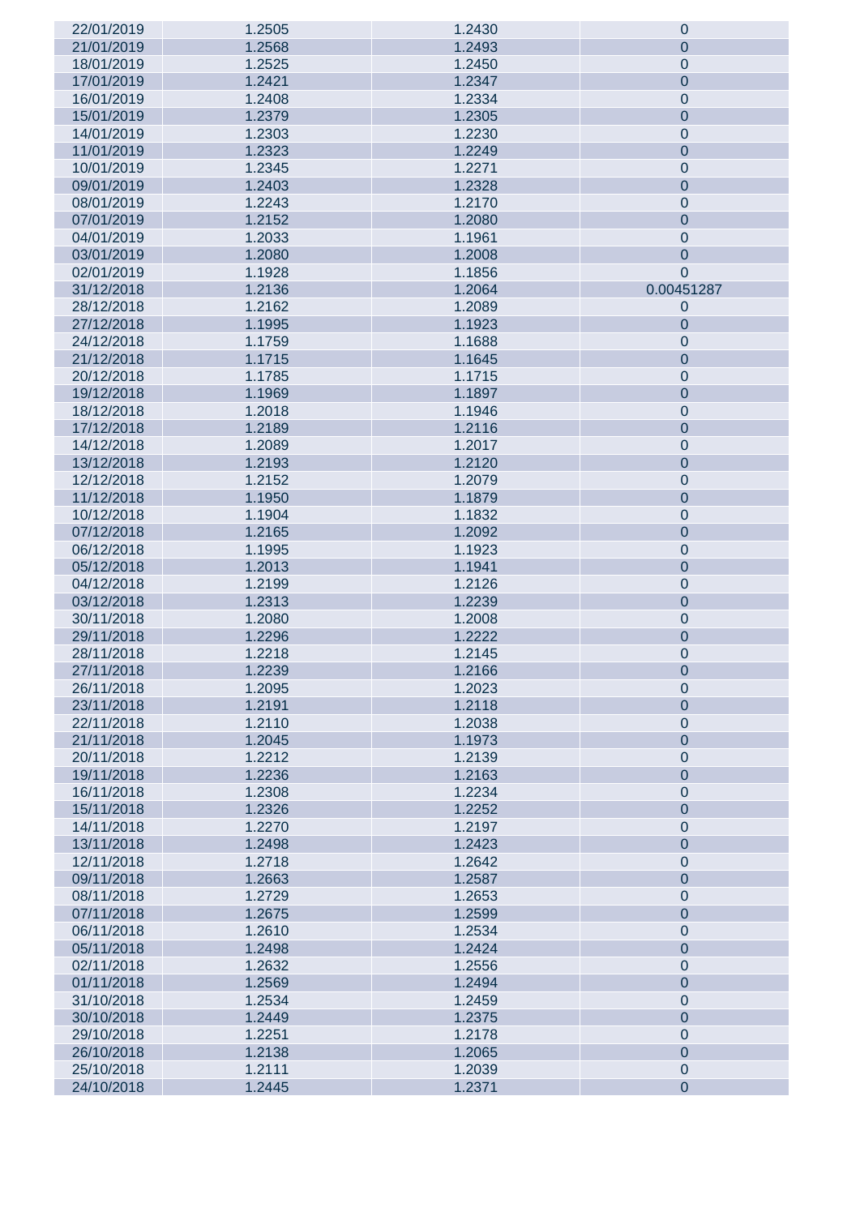| | | | |
|---|---|---|---|
| 22/01/2019 | 1.2505 | 1.2430 | 0 |
| 21/01/2019 | 1.2568 | 1.2493 | 0 |
| 18/01/2019 | 1.2525 | 1.2450 | 0 |
| 17/01/2019 | 1.2421 | 1.2347 | 0 |
| 16/01/2019 | 1.2408 | 1.2334 | 0 |
| 15/01/2019 | 1.2379 | 1.2305 | 0 |
| 14/01/2019 | 1.2303 | 1.2230 | 0 |
| 11/01/2019 | 1.2323 | 1.2249 | 0 |
| 10/01/2019 | 1.2345 | 1.2271 | 0 |
| 09/01/2019 | 1.2403 | 1.2328 | 0 |
| 08/01/2019 | 1.2243 | 1.2170 | 0 |
| 07/01/2019 | 1.2152 | 1.2080 | 0 |
| 04/01/2019 | 1.2033 | 1.1961 | 0 |
| 03/01/2019 | 1.2080 | 1.2008 | 0 |
| 02/01/2019 | 1.1928 | 1.1856 | 0 |
| 31/12/2018 | 1.2136 | 1.2064 | 0.00451287 |
| 28/12/2018 | 1.2162 | 1.2089 | 0 |
| 27/12/2018 | 1.1995 | 1.1923 | 0 |
| 24/12/2018 | 1.1759 | 1.1688 | 0 |
| 21/12/2018 | 1.1715 | 1.1645 | 0 |
| 20/12/2018 | 1.1785 | 1.1715 | 0 |
| 19/12/2018 | 1.1969 | 1.1897 | 0 |
| 18/12/2018 | 1.2018 | 1.1946 | 0 |
| 17/12/2018 | 1.2189 | 1.2116 | 0 |
| 14/12/2018 | 1.2089 | 1.2017 | 0 |
| 13/12/2018 | 1.2193 | 1.2120 | 0 |
| 12/12/2018 | 1.2152 | 1.2079 | 0 |
| 11/12/2018 | 1.1950 | 1.1879 | 0 |
| 10/12/2018 | 1.1904 | 1.1832 | 0 |
| 07/12/2018 | 1.2165 | 1.2092 | 0 |
| 06/12/2018 | 1.1995 | 1.1923 | 0 |
| 05/12/2018 | 1.2013 | 1.1941 | 0 |
| 04/12/2018 | 1.2199 | 1.2126 | 0 |
| 03/12/2018 | 1.2313 | 1.2239 | 0 |
| 30/11/2018 | 1.2080 | 1.2008 | 0 |
| 29/11/2018 | 1.2296 | 1.2222 | 0 |
| 28/11/2018 | 1.2218 | 1.2145 | 0 |
| 27/11/2018 | 1.2239 | 1.2166 | 0 |
| 26/11/2018 | 1.2095 | 1.2023 | 0 |
| 23/11/2018 | 1.2191 | 1.2118 | 0 |
| 22/11/2018 | 1.2110 | 1.2038 | 0 |
| 21/11/2018 | 1.2045 | 1.1973 | 0 |
| 20/11/2018 | 1.2212 | 1.2139 | 0 |
| 19/11/2018 | 1.2236 | 1.2163 | 0 |
| 16/11/2018 | 1.2308 | 1.2234 | 0 |
| 15/11/2018 | 1.2326 | 1.2252 | 0 |
| 14/11/2018 | 1.2270 | 1.2197 | 0 |
| 13/11/2018 | 1.2498 | 1.2423 | 0 |
| 12/11/2018 | 1.2718 | 1.2642 | 0 |
| 09/11/2018 | 1.2663 | 1.2587 | 0 |
| 08/11/2018 | 1.2729 | 1.2653 | 0 |
| 07/11/2018 | 1.2675 | 1.2599 | 0 |
| 06/11/2018 | 1.2610 | 1.2534 | 0 |
| 05/11/2018 | 1.2498 | 1.2424 | 0 |
| 02/11/2018 | 1.2632 | 1.2556 | 0 |
| 01/11/2018 | 1.2569 | 1.2494 | 0 |
| 31/10/2018 | 1.2534 | 1.2459 | 0 |
| 30/10/2018 | 1.2449 | 1.2375 | 0 |
| 29/10/2018 | 1.2251 | 1.2178 | 0 |
| 26/10/2018 | 1.2138 | 1.2065 | 0 |
| 25/10/2018 | 1.2111 | 1.2039 | 0 |
| 24/10/2018 | 1.2445 | 1.2371 | 0 |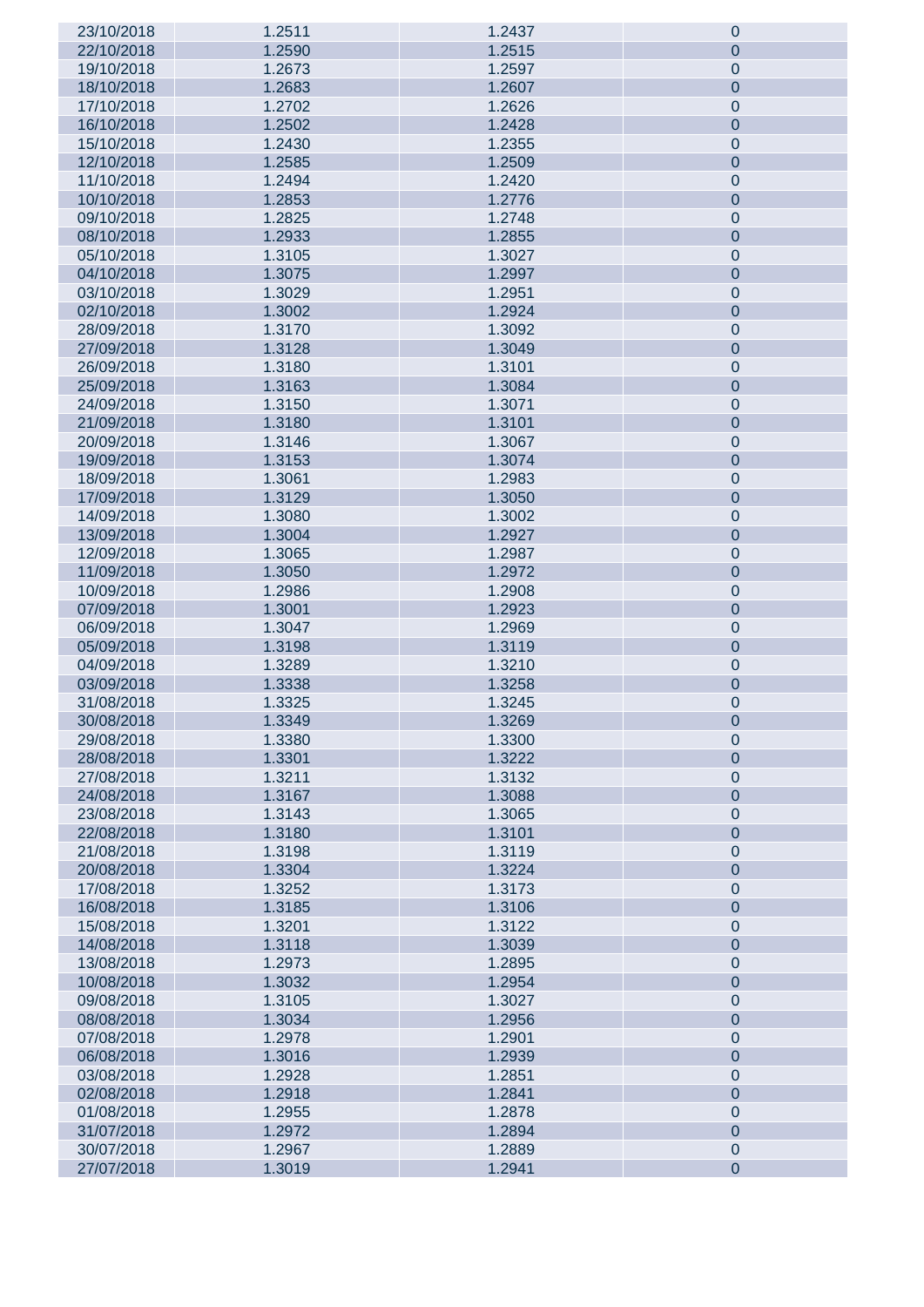| | | | |
|---|---|---|---|
| 23/10/2018 | 1.2511 | 1.2437 | 0 |
| 22/10/2018 | 1.2590 | 1.2515 | 0 |
| 19/10/2018 | 1.2673 | 1.2597 | 0 |
| 18/10/2018 | 1.2683 | 1.2607 | 0 |
| 17/10/2018 | 1.2702 | 1.2626 | 0 |
| 16/10/2018 | 1.2502 | 1.2428 | 0 |
| 15/10/2018 | 1.2430 | 1.2355 | 0 |
| 12/10/2018 | 1.2585 | 1.2509 | 0 |
| 11/10/2018 | 1.2494 | 1.2420 | 0 |
| 10/10/2018 | 1.2853 | 1.2776 | 0 |
| 09/10/2018 | 1.2825 | 1.2748 | 0 |
| 08/10/2018 | 1.2933 | 1.2855 | 0 |
| 05/10/2018 | 1.3105 | 1.3027 | 0 |
| 04/10/2018 | 1.3075 | 1.2997 | 0 |
| 03/10/2018 | 1.3029 | 1.2951 | 0 |
| 02/10/2018 | 1.3002 | 1.2924 | 0 |
| 28/09/2018 | 1.3170 | 1.3092 | 0 |
| 27/09/2018 | 1.3128 | 1.3049 | 0 |
| 26/09/2018 | 1.3180 | 1.3101 | 0 |
| 25/09/2018 | 1.3163 | 1.3084 | 0 |
| 24/09/2018 | 1.3150 | 1.3071 | 0 |
| 21/09/2018 | 1.3180 | 1.3101 | 0 |
| 20/09/2018 | 1.3146 | 1.3067 | 0 |
| 19/09/2018 | 1.3153 | 1.3074 | 0 |
| 18/09/2018 | 1.3061 | 1.2983 | 0 |
| 17/09/2018 | 1.3129 | 1.3050 | 0 |
| 14/09/2018 | 1.3080 | 1.3002 | 0 |
| 13/09/2018 | 1.3004 | 1.2927 | 0 |
| 12/09/2018 | 1.3065 | 1.2987 | 0 |
| 11/09/2018 | 1.3050 | 1.2972 | 0 |
| 10/09/2018 | 1.2986 | 1.2908 | 0 |
| 07/09/2018 | 1.3001 | 1.2923 | 0 |
| 06/09/2018 | 1.3047 | 1.2969 | 0 |
| 05/09/2018 | 1.3198 | 1.3119 | 0 |
| 04/09/2018 | 1.3289 | 1.3210 | 0 |
| 03/09/2018 | 1.3338 | 1.3258 | 0 |
| 31/08/2018 | 1.3325 | 1.3245 | 0 |
| 30/08/2018 | 1.3349 | 1.3269 | 0 |
| 29/08/2018 | 1.3380 | 1.3300 | 0 |
| 28/08/2018 | 1.3301 | 1.3222 | 0 |
| 27/08/2018 | 1.3211 | 1.3132 | 0 |
| 24/08/2018 | 1.3167 | 1.3088 | 0 |
| 23/08/2018 | 1.3143 | 1.3065 | 0 |
| 22/08/2018 | 1.3180 | 1.3101 | 0 |
| 21/08/2018 | 1.3198 | 1.3119 | 0 |
| 20/08/2018 | 1.3304 | 1.3224 | 0 |
| 17/08/2018 | 1.3252 | 1.3173 | 0 |
| 16/08/2018 | 1.3185 | 1.3106 | 0 |
| 15/08/2018 | 1.3201 | 1.3122 | 0 |
| 14/08/2018 | 1.3118 | 1.3039 | 0 |
| 13/08/2018 | 1.2973 | 1.2895 | 0 |
| 10/08/2018 | 1.3032 | 1.2954 | 0 |
| 09/08/2018 | 1.3105 | 1.3027 | 0 |
| 08/08/2018 | 1.3034 | 1.2956 | 0 |
| 07/08/2018 | 1.2978 | 1.2901 | 0 |
| 06/08/2018 | 1.3016 | 1.2939 | 0 |
| 03/08/2018 | 1.2928 | 1.2851 | 0 |
| 02/08/2018 | 1.2918 | 1.2841 | 0 |
| 01/08/2018 | 1.2955 | 1.2878 | 0 |
| 31/07/2018 | 1.2972 | 1.2894 | 0 |
| 30/07/2018 | 1.2967 | 1.2889 | 0 |
| 27/07/2018 | 1.3019 | 1.2941 | 0 |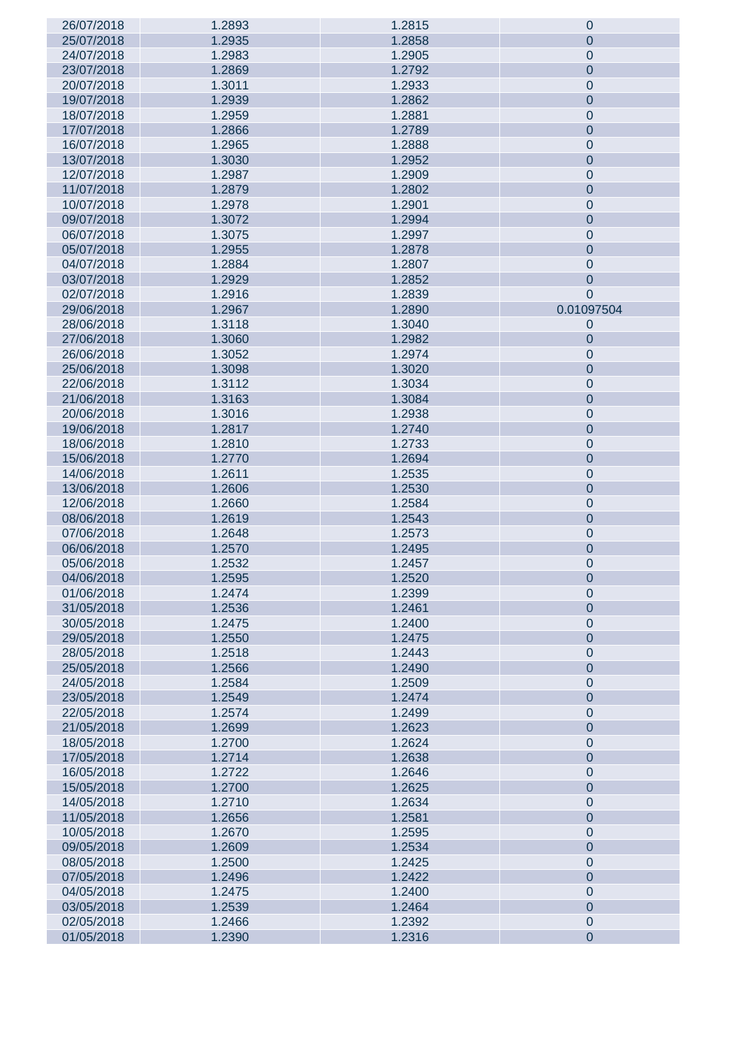| | | | |
|---|---|---|---|
| 26/07/2018 | 1.2893 | 1.2815 | 0 |
| 25/07/2018 | 1.2935 | 1.2858 | 0 |
| 24/07/2018 | 1.2983 | 1.2905 | 0 |
| 23/07/2018 | 1.2869 | 1.2792 | 0 |
| 20/07/2018 | 1.3011 | 1.2933 | 0 |
| 19/07/2018 | 1.2939 | 1.2862 | 0 |
| 18/07/2018 | 1.2959 | 1.2881 | 0 |
| 17/07/2018 | 1.2866 | 1.2789 | 0 |
| 16/07/2018 | 1.2965 | 1.2888 | 0 |
| 13/07/2018 | 1.3030 | 1.2952 | 0 |
| 12/07/2018 | 1.2987 | 1.2909 | 0 |
| 11/07/2018 | 1.2879 | 1.2802 | 0 |
| 10/07/2018 | 1.2978 | 1.2901 | 0 |
| 09/07/2018 | 1.3072 | 1.2994 | 0 |
| 06/07/2018 | 1.3075 | 1.2997 | 0 |
| 05/07/2018 | 1.2955 | 1.2878 | 0 |
| 04/07/2018 | 1.2884 | 1.2807 | 0 |
| 03/07/2018 | 1.2929 | 1.2852 | 0 |
| 02/07/2018 | 1.2916 | 1.2839 | 0 |
| 29/06/2018 | 1.2967 | 1.2890 | 0.01097504 |
| 28/06/2018 | 1.3118 | 1.3040 | 0 |
| 27/06/2018 | 1.3060 | 1.2982 | 0 |
| 26/06/2018 | 1.3052 | 1.2974 | 0 |
| 25/06/2018 | 1.3098 | 1.3020 | 0 |
| 22/06/2018 | 1.3112 | 1.3034 | 0 |
| 21/06/2018 | 1.3163 | 1.3084 | 0 |
| 20/06/2018 | 1.3016 | 1.2938 | 0 |
| 19/06/2018 | 1.2817 | 1.2740 | 0 |
| 18/06/2018 | 1.2810 | 1.2733 | 0 |
| 15/06/2018 | 1.2770 | 1.2694 | 0 |
| 14/06/2018 | 1.2611 | 1.2535 | 0 |
| 13/06/2018 | 1.2606 | 1.2530 | 0 |
| 12/06/2018 | 1.2660 | 1.2584 | 0 |
| 08/06/2018 | 1.2619 | 1.2543 | 0 |
| 07/06/2018 | 1.2648 | 1.2573 | 0 |
| 06/06/2018 | 1.2570 | 1.2495 | 0 |
| 05/06/2018 | 1.2532 | 1.2457 | 0 |
| 04/06/2018 | 1.2595 | 1.2520 | 0 |
| 01/06/2018 | 1.2474 | 1.2399 | 0 |
| 31/05/2018 | 1.2536 | 1.2461 | 0 |
| 30/05/2018 | 1.2475 | 1.2400 | 0 |
| 29/05/2018 | 1.2550 | 1.2475 | 0 |
| 28/05/2018 | 1.2518 | 1.2443 | 0 |
| 25/05/2018 | 1.2566 | 1.2490 | 0 |
| 24/05/2018 | 1.2584 | 1.2509 | 0 |
| 23/05/2018 | 1.2549 | 1.2474 | 0 |
| 22/05/2018 | 1.2574 | 1.2499 | 0 |
| 21/05/2018 | 1.2699 | 1.2623 | 0 |
| 18/05/2018 | 1.2700 | 1.2624 | 0 |
| 17/05/2018 | 1.2714 | 1.2638 | 0 |
| 16/05/2018 | 1.2722 | 1.2646 | 0 |
| 15/05/2018 | 1.2700 | 1.2625 | 0 |
| 14/05/2018 | 1.2710 | 1.2634 | 0 |
| 11/05/2018 | 1.2656 | 1.2581 | 0 |
| 10/05/2018 | 1.2670 | 1.2595 | 0 |
| 09/05/2018 | 1.2609 | 1.2534 | 0 |
| 08/05/2018 | 1.2500 | 1.2425 | 0 |
| 07/05/2018 | 1.2496 | 1.2422 | 0 |
| 04/05/2018 | 1.2475 | 1.2400 | 0 |
| 03/05/2018 | 1.2539 | 1.2464 | 0 |
| 02/05/2018 | 1.2466 | 1.2392 | 0 |
| 01/05/2018 | 1.2390 | 1.2316 | 0 |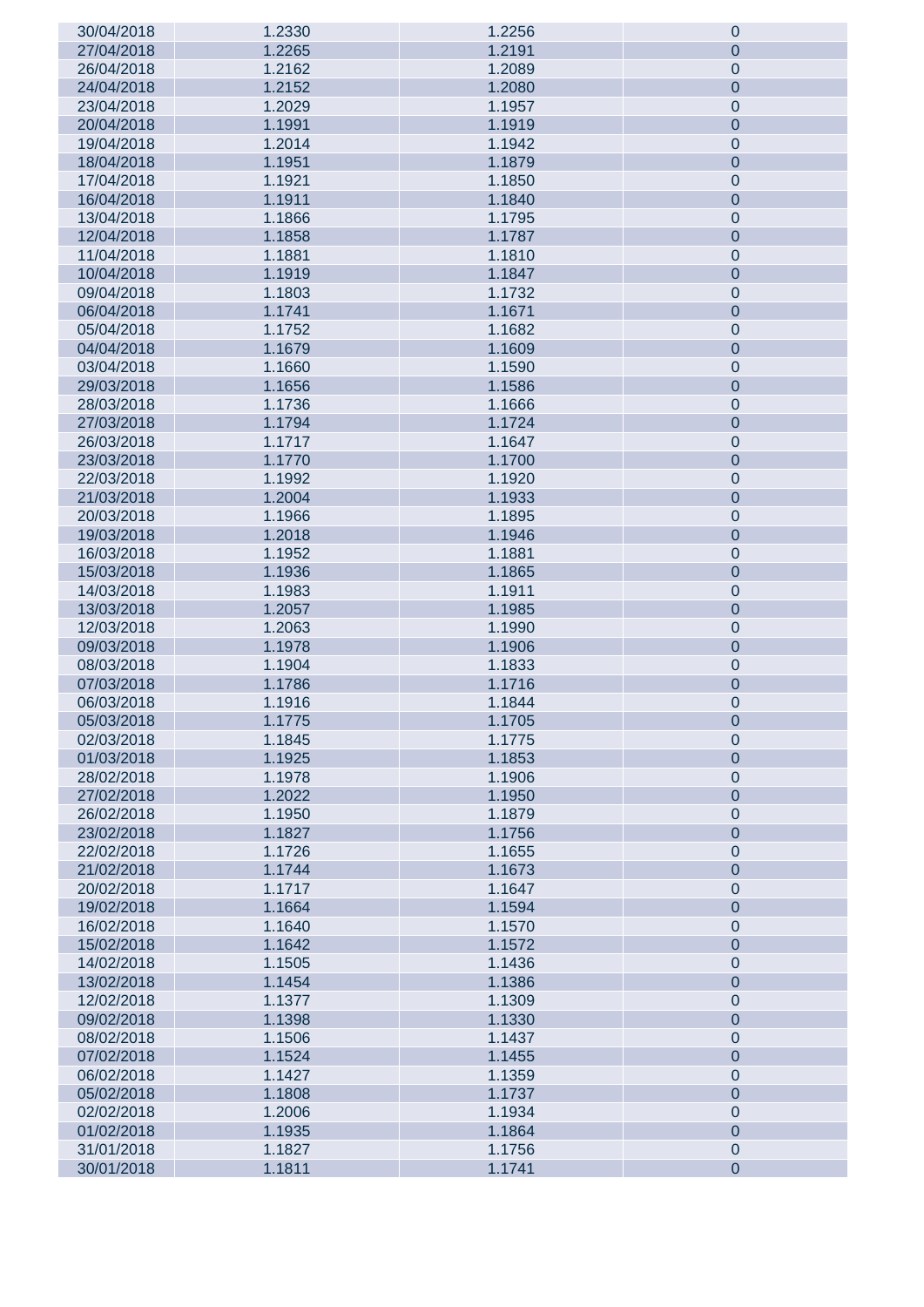| | | | |
|---|---|---|---|
| 30/04/2018 | 1.2330 | 1.2256 | 0 |
| 27/04/2018 | 1.2265 | 1.2191 | 0 |
| 26/04/2018 | 1.2162 | 1.2089 | 0 |
| 24/04/2018 | 1.2152 | 1.2080 | 0 |
| 23/04/2018 | 1.2029 | 1.1957 | 0 |
| 20/04/2018 | 1.1991 | 1.1919 | 0 |
| 19/04/2018 | 1.2014 | 1.1942 | 0 |
| 18/04/2018 | 1.1951 | 1.1879 | 0 |
| 17/04/2018 | 1.1921 | 1.1850 | 0 |
| 16/04/2018 | 1.1911 | 1.1840 | 0 |
| 13/04/2018 | 1.1866 | 1.1795 | 0 |
| 12/04/2018 | 1.1858 | 1.1787 | 0 |
| 11/04/2018 | 1.1881 | 1.1810 | 0 |
| 10/04/2018 | 1.1919 | 1.1847 | 0 |
| 09/04/2018 | 1.1803 | 1.1732 | 0 |
| 06/04/2018 | 1.1741 | 1.1671 | 0 |
| 05/04/2018 | 1.1752 | 1.1682 | 0 |
| 04/04/2018 | 1.1679 | 1.1609 | 0 |
| 03/04/2018 | 1.1660 | 1.1590 | 0 |
| 29/03/2018 | 1.1656 | 1.1586 | 0 |
| 28/03/2018 | 1.1736 | 1.1666 | 0 |
| 27/03/2018 | 1.1794 | 1.1724 | 0 |
| 26/03/2018 | 1.1717 | 1.1647 | 0 |
| 23/03/2018 | 1.1770 | 1.1700 | 0 |
| 22/03/2018 | 1.1992 | 1.1920 | 0 |
| 21/03/2018 | 1.2004 | 1.1933 | 0 |
| 20/03/2018 | 1.1966 | 1.1895 | 0 |
| 19/03/2018 | 1.2018 | 1.1946 | 0 |
| 16/03/2018 | 1.1952 | 1.1881 | 0 |
| 15/03/2018 | 1.1936 | 1.1865 | 0 |
| 14/03/2018 | 1.1983 | 1.1911 | 0 |
| 13/03/2018 | 1.2057 | 1.1985 | 0 |
| 12/03/2018 | 1.2063 | 1.1990 | 0 |
| 09/03/2018 | 1.1978 | 1.1906 | 0 |
| 08/03/2018 | 1.1904 | 1.1833 | 0 |
| 07/03/2018 | 1.1786 | 1.1716 | 0 |
| 06/03/2018 | 1.1916 | 1.1844 | 0 |
| 05/03/2018 | 1.1775 | 1.1705 | 0 |
| 02/03/2018 | 1.1845 | 1.1775 | 0 |
| 01/03/2018 | 1.1925 | 1.1853 | 0 |
| 28/02/2018 | 1.1978 | 1.1906 | 0 |
| 27/02/2018 | 1.2022 | 1.1950 | 0 |
| 26/02/2018 | 1.1950 | 1.1879 | 0 |
| 23/02/2018 | 1.1827 | 1.1756 | 0 |
| 22/02/2018 | 1.1726 | 1.1655 | 0 |
| 21/02/2018 | 1.1744 | 1.1673 | 0 |
| 20/02/2018 | 1.1717 | 1.1647 | 0 |
| 19/02/2018 | 1.1664 | 1.1594 | 0 |
| 16/02/2018 | 1.1640 | 1.1570 | 0 |
| 15/02/2018 | 1.1642 | 1.1572 | 0 |
| 14/02/2018 | 1.1505 | 1.1436 | 0 |
| 13/02/2018 | 1.1454 | 1.1386 | 0 |
| 12/02/2018 | 1.1377 | 1.1309 | 0 |
| 09/02/2018 | 1.1398 | 1.1330 | 0 |
| 08/02/2018 | 1.1506 | 1.1437 | 0 |
| 07/02/2018 | 1.1524 | 1.1455 | 0 |
| 06/02/2018 | 1.1427 | 1.1359 | 0 |
| 05/02/2018 | 1.1808 | 1.1737 | 0 |
| 02/02/2018 | 1.2006 | 1.1934 | 0 |
| 01/02/2018 | 1.1935 | 1.1864 | 0 |
| 31/01/2018 | 1.1827 | 1.1756 | 0 |
| 30/01/2018 | 1.1811 | 1.1741 | 0 |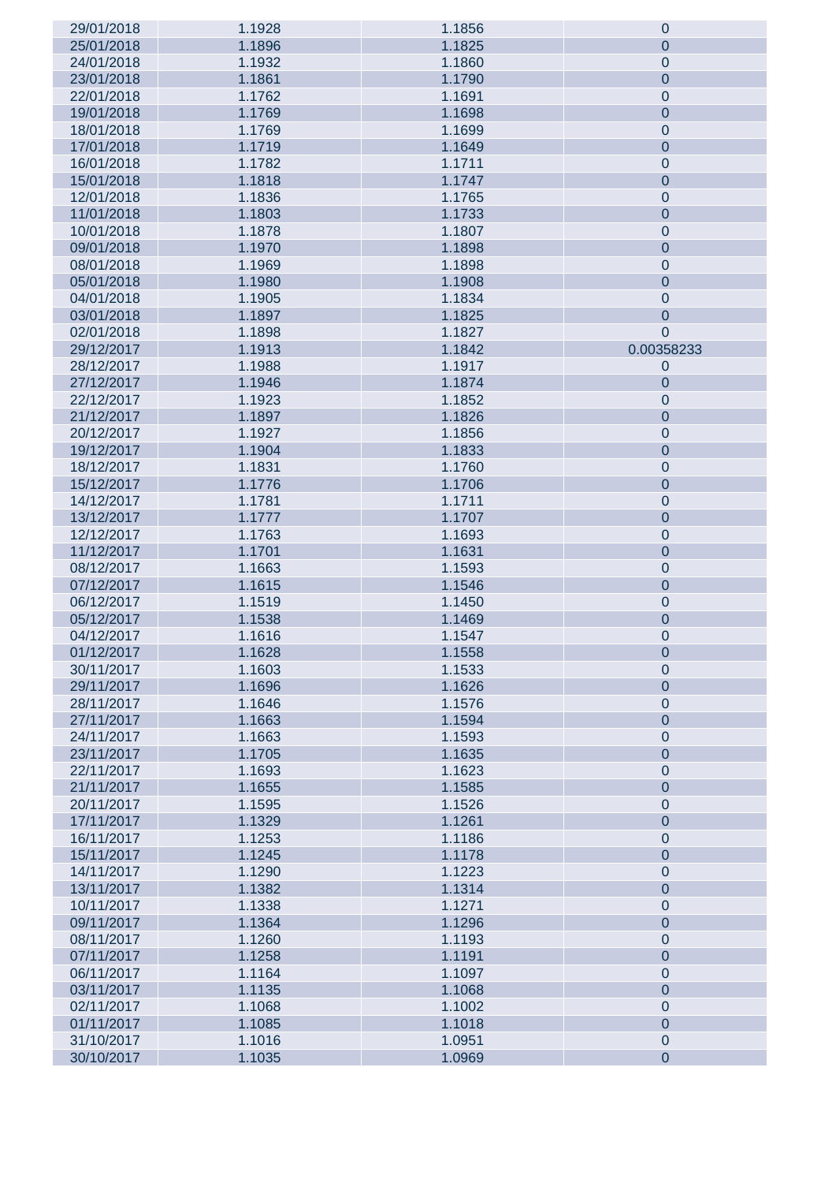| | | | |
|---|---|---|---|
| 29/01/2018 | 1.1928 | 1.1856 | 0 |
| 25/01/2018 | 1.1896 | 1.1825 | 0 |
| 24/01/2018 | 1.1932 | 1.1860 | 0 |
| 23/01/2018 | 1.1861 | 1.1790 | 0 |
| 22/01/2018 | 1.1762 | 1.1691 | 0 |
| 19/01/2018 | 1.1769 | 1.1698 | 0 |
| 18/01/2018 | 1.1769 | 1.1699 | 0 |
| 17/01/2018 | 1.1719 | 1.1649 | 0 |
| 16/01/2018 | 1.1782 | 1.1711 | 0 |
| 15/01/2018 | 1.1818 | 1.1747 | 0 |
| 12/01/2018 | 1.1836 | 1.1765 | 0 |
| 11/01/2018 | 1.1803 | 1.1733 | 0 |
| 10/01/2018 | 1.1878 | 1.1807 | 0 |
| 09/01/2018 | 1.1970 | 1.1898 | 0 |
| 08/01/2018 | 1.1969 | 1.1898 | 0 |
| 05/01/2018 | 1.1980 | 1.1908 | 0 |
| 04/01/2018 | 1.1905 | 1.1834 | 0 |
| 03/01/2018 | 1.1897 | 1.1825 | 0 |
| 02/01/2018 | 1.1898 | 1.1827 | 0 |
| 29/12/2017 | 1.1913 | 1.1842 | 0.00358233 |
| 28/12/2017 | 1.1988 | 1.1917 | 0 |
| 27/12/2017 | 1.1946 | 1.1874 | 0 |
| 22/12/2017 | 1.1923 | 1.1852 | 0 |
| 21/12/2017 | 1.1897 | 1.1826 | 0 |
| 20/12/2017 | 1.1927 | 1.1856 | 0 |
| 19/12/2017 | 1.1904 | 1.1833 | 0 |
| 18/12/2017 | 1.1831 | 1.1760 | 0 |
| 15/12/2017 | 1.1776 | 1.1706 | 0 |
| 14/12/2017 | 1.1781 | 1.1711 | 0 |
| 13/12/2017 | 1.1777 | 1.1707 | 0 |
| 12/12/2017 | 1.1763 | 1.1693 | 0 |
| 11/12/2017 | 1.1701 | 1.1631 | 0 |
| 08/12/2017 | 1.1663 | 1.1593 | 0 |
| 07/12/2017 | 1.1615 | 1.1546 | 0 |
| 06/12/2017 | 1.1519 | 1.1450 | 0 |
| 05/12/2017 | 1.1538 | 1.1469 | 0 |
| 04/12/2017 | 1.1616 | 1.1547 | 0 |
| 01/12/2017 | 1.1628 | 1.1558 | 0 |
| 30/11/2017 | 1.1603 | 1.1533 | 0 |
| 29/11/2017 | 1.1696 | 1.1626 | 0 |
| 28/11/2017 | 1.1646 | 1.1576 | 0 |
| 27/11/2017 | 1.1663 | 1.1594 | 0 |
| 24/11/2017 | 1.1663 | 1.1593 | 0 |
| 23/11/2017 | 1.1705 | 1.1635 | 0 |
| 22/11/2017 | 1.1693 | 1.1623 | 0 |
| 21/11/2017 | 1.1655 | 1.1585 | 0 |
| 20/11/2017 | 1.1595 | 1.1526 | 0 |
| 17/11/2017 | 1.1329 | 1.1261 | 0 |
| 16/11/2017 | 1.1253 | 1.1186 | 0 |
| 15/11/2017 | 1.1245 | 1.1178 | 0 |
| 14/11/2017 | 1.1290 | 1.1223 | 0 |
| 13/11/2017 | 1.1382 | 1.1314 | 0 |
| 10/11/2017 | 1.1338 | 1.1271 | 0 |
| 09/11/2017 | 1.1364 | 1.1296 | 0 |
| 08/11/2017 | 1.1260 | 1.1193 | 0 |
| 07/11/2017 | 1.1258 | 1.1191 | 0 |
| 06/11/2017 | 1.1164 | 1.1097 | 0 |
| 03/11/2017 | 1.1135 | 1.1068 | 0 |
| 02/11/2017 | 1.1068 | 1.1002 | 0 |
| 01/11/2017 | 1.1085 | 1.1018 | 0 |
| 31/10/2017 | 1.1016 | 1.0951 | 0 |
| 30/10/2017 | 1.1035 | 1.0969 | 0 |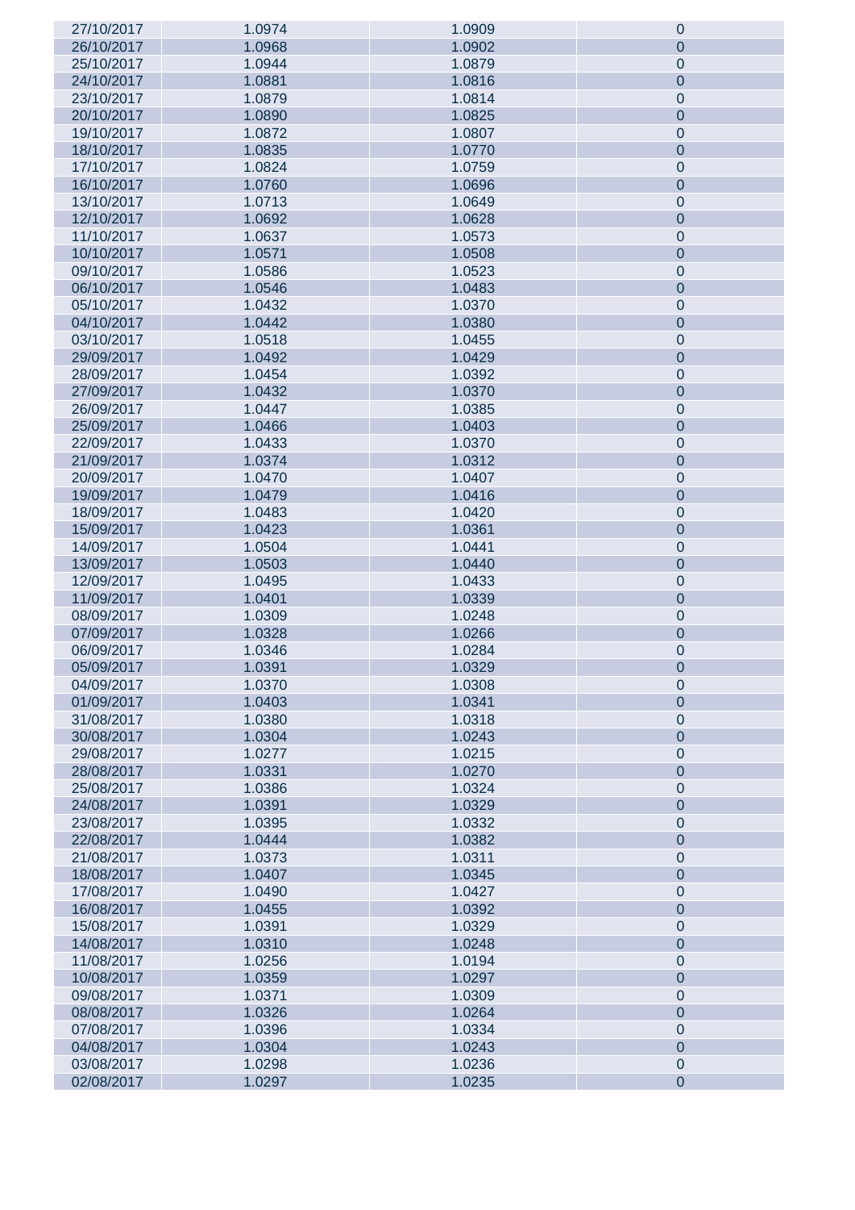| | | | |
|---|---|---|---|
| 27/10/2017 | 1.0974 | 1.0909 | 0 |
| 26/10/2017 | 1.0968 | 1.0902 | 0 |
| 25/10/2017 | 1.0944 | 1.0879 | 0 |
| 24/10/2017 | 1.0881 | 1.0816 | 0 |
| 23/10/2017 | 1.0879 | 1.0814 | 0 |
| 20/10/2017 | 1.0890 | 1.0825 | 0 |
| 19/10/2017 | 1.0872 | 1.0807 | 0 |
| 18/10/2017 | 1.0835 | 1.0770 | 0 |
| 17/10/2017 | 1.0824 | 1.0759 | 0 |
| 16/10/2017 | 1.0760 | 1.0696 | 0 |
| 13/10/2017 | 1.0713 | 1.0649 | 0 |
| 12/10/2017 | 1.0692 | 1.0628 | 0 |
| 11/10/2017 | 1.0637 | 1.0573 | 0 |
| 10/10/2017 | 1.0571 | 1.0508 | 0 |
| 09/10/2017 | 1.0586 | 1.0523 | 0 |
| 06/10/2017 | 1.0546 | 1.0483 | 0 |
| 05/10/2017 | 1.0432 | 1.0370 | 0 |
| 04/10/2017 | 1.0442 | 1.0380 | 0 |
| 03/10/2017 | 1.0518 | 1.0455 | 0 |
| 29/09/2017 | 1.0492 | 1.0429 | 0 |
| 28/09/2017 | 1.0454 | 1.0392 | 0 |
| 27/09/2017 | 1.0432 | 1.0370 | 0 |
| 26/09/2017 | 1.0447 | 1.0385 | 0 |
| 25/09/2017 | 1.0466 | 1.0403 | 0 |
| 22/09/2017 | 1.0433 | 1.0370 | 0 |
| 21/09/2017 | 1.0374 | 1.0312 | 0 |
| 20/09/2017 | 1.0470 | 1.0407 | 0 |
| 19/09/2017 | 1.0479 | 1.0416 | 0 |
| 18/09/2017 | 1.0483 | 1.0420 | 0 |
| 15/09/2017 | 1.0423 | 1.0361 | 0 |
| 14/09/2017 | 1.0504 | 1.0441 | 0 |
| 13/09/2017 | 1.0503 | 1.0440 | 0 |
| 12/09/2017 | 1.0495 | 1.0433 | 0 |
| 11/09/2017 | 1.0401 | 1.0339 | 0 |
| 08/09/2017 | 1.0309 | 1.0248 | 0 |
| 07/09/2017 | 1.0328 | 1.0266 | 0 |
| 06/09/2017 | 1.0346 | 1.0284 | 0 |
| 05/09/2017 | 1.0391 | 1.0329 | 0 |
| 04/09/2017 | 1.0370 | 1.0308 | 0 |
| 01/09/2017 | 1.0403 | 1.0341 | 0 |
| 31/08/2017 | 1.0380 | 1.0318 | 0 |
| 30/08/2017 | 1.0304 | 1.0243 | 0 |
| 29/08/2017 | 1.0277 | 1.0215 | 0 |
| 28/08/2017 | 1.0331 | 1.0270 | 0 |
| 25/08/2017 | 1.0386 | 1.0324 | 0 |
| 24/08/2017 | 1.0391 | 1.0329 | 0 |
| 23/08/2017 | 1.0395 | 1.0332 | 0 |
| 22/08/2017 | 1.0444 | 1.0382 | 0 |
| 21/08/2017 | 1.0373 | 1.0311 | 0 |
| 18/08/2017 | 1.0407 | 1.0345 | 0 |
| 17/08/2017 | 1.0490 | 1.0427 | 0 |
| 16/08/2017 | 1.0455 | 1.0392 | 0 |
| 15/08/2017 | 1.0391 | 1.0329 | 0 |
| 14/08/2017 | 1.0310 | 1.0248 | 0 |
| 11/08/2017 | 1.0256 | 1.0194 | 0 |
| 10/08/2017 | 1.0359 | 1.0297 | 0 |
| 09/08/2017 | 1.0371 | 1.0309 | 0 |
| 08/08/2017 | 1.0326 | 1.0264 | 0 |
| 07/08/2017 | 1.0396 | 1.0334 | 0 |
| 04/08/2017 | 1.0304 | 1.0243 | 0 |
| 03/08/2017 | 1.0298 | 1.0236 | 0 |
| 02/08/2017 | 1.0297 | 1.0235 | 0 |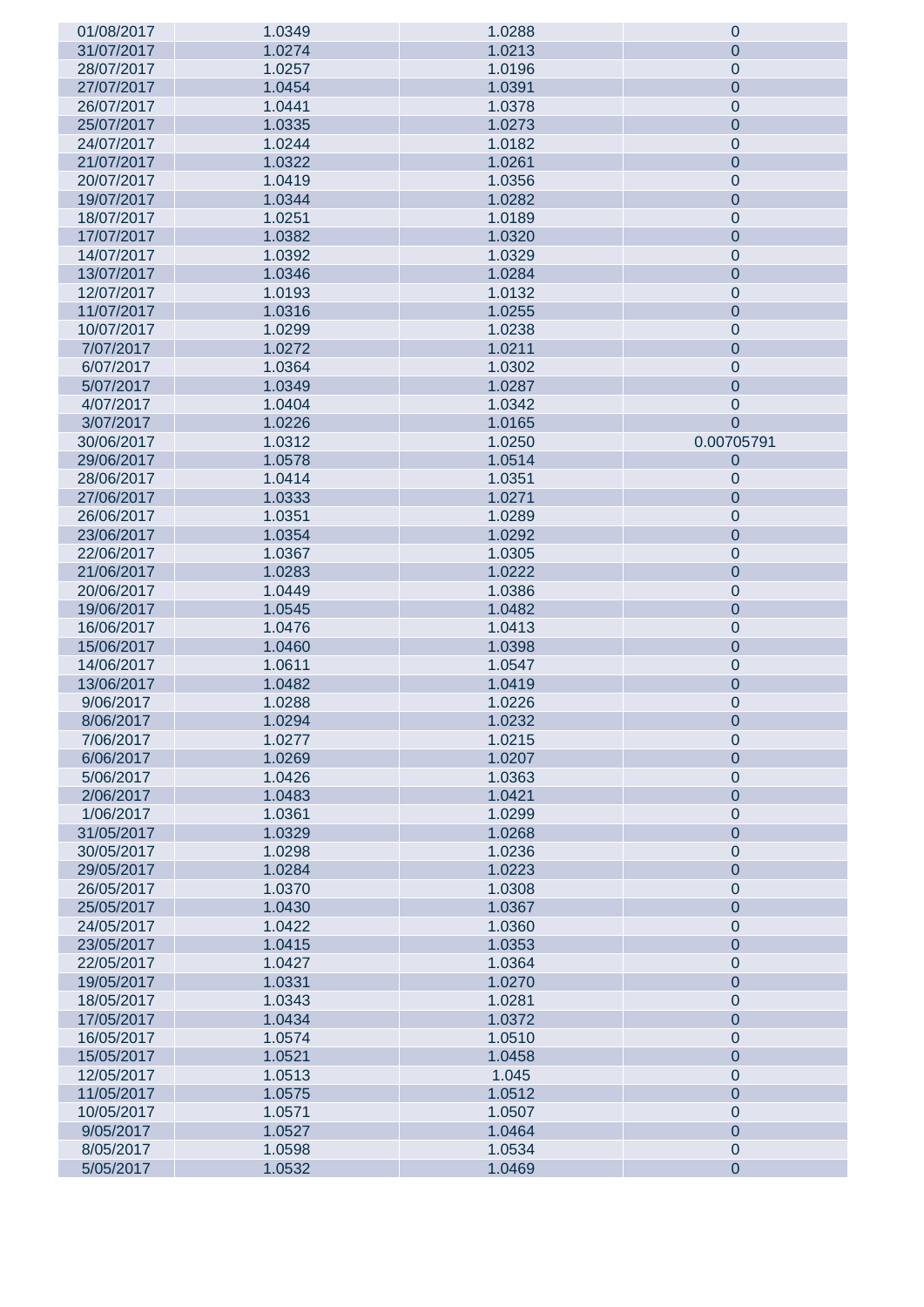| | | | |
|---|---|---|---|
| 01/08/2017 | 1.0349 | 1.0288 | 0 |
| 31/07/2017 | 1.0274 | 1.0213 | 0 |
| 28/07/2017 | 1.0257 | 1.0196 | 0 |
| 27/07/2017 | 1.0454 | 1.0391 | 0 |
| 26/07/2017 | 1.0441 | 1.0378 | 0 |
| 25/07/2017 | 1.0335 | 1.0273 | 0 |
| 24/07/2017 | 1.0244 | 1.0182 | 0 |
| 21/07/2017 | 1.0322 | 1.0261 | 0 |
| 20/07/2017 | 1.0419 | 1.0356 | 0 |
| 19/07/2017 | 1.0344 | 1.0282 | 0 |
| 18/07/2017 | 1.0251 | 1.0189 | 0 |
| 17/07/2017 | 1.0382 | 1.0320 | 0 |
| 14/07/2017 | 1.0392 | 1.0329 | 0 |
| 13/07/2017 | 1.0346 | 1.0284 | 0 |
| 12/07/2017 | 1.0193 | 1.0132 | 0 |
| 11/07/2017 | 1.0316 | 1.0255 | 0 |
| 10/07/2017 | 1.0299 | 1.0238 | 0 |
| 7/07/2017 | 1.0272 | 1.0211 | 0 |
| 6/07/2017 | 1.0364 | 1.0302 | 0 |
| 5/07/2017 | 1.0349 | 1.0287 | 0 |
| 4/07/2017 | 1.0404 | 1.0342 | 0 |
| 3/07/2017 | 1.0226 | 1.0165 | 0 |
| 30/06/2017 | 1.0312 | 1.0250 | 0.00705791 |
| 29/06/2017 | 1.0578 | 1.0514 | 0 |
| 28/06/2017 | 1.0414 | 1.0351 | 0 |
| 27/06/2017 | 1.0333 | 1.0271 | 0 |
| 26/06/2017 | 1.0351 | 1.0289 | 0 |
| 23/06/2017 | 1.0354 | 1.0292 | 0 |
| 22/06/2017 | 1.0367 | 1.0305 | 0 |
| 21/06/2017 | 1.0283 | 1.0222 | 0 |
| 20/06/2017 | 1.0449 | 1.0386 | 0 |
| 19/06/2017 | 1.0545 | 1.0482 | 0 |
| 16/06/2017 | 1.0476 | 1.0413 | 0 |
| 15/06/2017 | 1.0460 | 1.0398 | 0 |
| 14/06/2017 | 1.0611 | 1.0547 | 0 |
| 13/06/2017 | 1.0482 | 1.0419 | 0 |
| 9/06/2017 | 1.0288 | 1.0226 | 0 |
| 8/06/2017 | 1.0294 | 1.0232 | 0 |
| 7/06/2017 | 1.0277 | 1.0215 | 0 |
| 6/06/2017 | 1.0269 | 1.0207 | 0 |
| 5/06/2017 | 1.0426 | 1.0363 | 0 |
| 2/06/2017 | 1.0483 | 1.0421 | 0 |
| 1/06/2017 | 1.0361 | 1.0299 | 0 |
| 31/05/2017 | 1.0329 | 1.0268 | 0 |
| 30/05/2017 | 1.0298 | 1.0236 | 0 |
| 29/05/2017 | 1.0284 | 1.0223 | 0 |
| 26/05/2017 | 1.0370 | 1.0308 | 0 |
| 25/05/2017 | 1.0430 | 1.0367 | 0 |
| 24/05/2017 | 1.0422 | 1.0360 | 0 |
| 23/05/2017 | 1.0415 | 1.0353 | 0 |
| 22/05/2017 | 1.0427 | 1.0364 | 0 |
| 19/05/2017 | 1.0331 | 1.0270 | 0 |
| 18/05/2017 | 1.0343 | 1.0281 | 0 |
| 17/05/2017 | 1.0434 | 1.0372 | 0 |
| 16/05/2017 | 1.0574 | 1.0510 | 0 |
| 15/05/2017 | 1.0521 | 1.0458 | 0 |
| 12/05/2017 | 1.0513 | 1.045 | 0 |
| 11/05/2017 | 1.0575 | 1.0512 | 0 |
| 10/05/2017 | 1.0571 | 1.0507 | 0 |
| 9/05/2017 | 1.0527 | 1.0464 | 0 |
| 8/05/2017 | 1.0598 | 1.0534 | 0 |
| 5/05/2017 | 1.0532 | 1.0469 | 0 |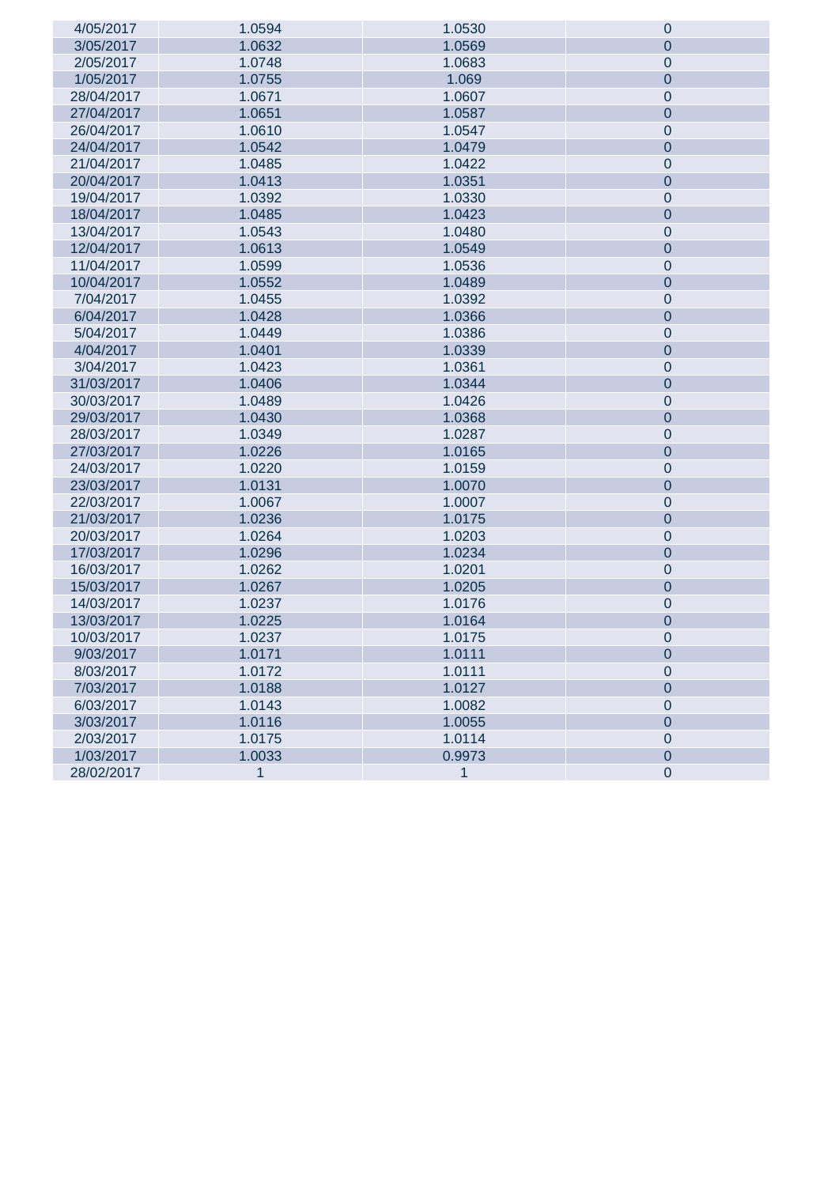| | | | |
|---|---|---|---|
| 4/05/2017 | 1.0594 | 1.0530 | 0 |
| 3/05/2017 | 1.0632 | 1.0569 | 0 |
| 2/05/2017 | 1.0748 | 1.0683 | 0 |
| 1/05/2017 | 1.0755 | 1.069 | 0 |
| 28/04/2017 | 1.0671 | 1.0607 | 0 |
| 27/04/2017 | 1.0651 | 1.0587 | 0 |
| 26/04/2017 | 1.0610 | 1.0547 | 0 |
| 24/04/2017 | 1.0542 | 1.0479 | 0 |
| 21/04/2017 | 1.0485 | 1.0422 | 0 |
| 20/04/2017 | 1.0413 | 1.0351 | 0 |
| 19/04/2017 | 1.0392 | 1.0330 | 0 |
| 18/04/2017 | 1.0485 | 1.0423 | 0 |
| 13/04/2017 | 1.0543 | 1.0480 | 0 |
| 12/04/2017 | 1.0613 | 1.0549 | 0 |
| 11/04/2017 | 1.0599 | 1.0536 | 0 |
| 10/04/2017 | 1.0552 | 1.0489 | 0 |
| 7/04/2017 | 1.0455 | 1.0392 | 0 |
| 6/04/2017 | 1.0428 | 1.0366 | 0 |
| 5/04/2017 | 1.0449 | 1.0386 | 0 |
| 4/04/2017 | 1.0401 | 1.0339 | 0 |
| 3/04/2017 | 1.0423 | 1.0361 | 0 |
| 31/03/2017 | 1.0406 | 1.0344 | 0 |
| 30/03/2017 | 1.0489 | 1.0426 | 0 |
| 29/03/2017 | 1.0430 | 1.0368 | 0 |
| 28/03/2017 | 1.0349 | 1.0287 | 0 |
| 27/03/2017 | 1.0226 | 1.0165 | 0 |
| 24/03/2017 | 1.0220 | 1.0159 | 0 |
| 23/03/2017 | 1.0131 | 1.0070 | 0 |
| 22/03/2017 | 1.0067 | 1.0007 | 0 |
| 21/03/2017 | 1.0236 | 1.0175 | 0 |
| 20/03/2017 | 1.0264 | 1.0203 | 0 |
| 17/03/2017 | 1.0296 | 1.0234 | 0 |
| 16/03/2017 | 1.0262 | 1.0201 | 0 |
| 15/03/2017 | 1.0267 | 1.0205 | 0 |
| 14/03/2017 | 1.0237 | 1.0176 | 0 |
| 13/03/2017 | 1.0225 | 1.0164 | 0 |
| 10/03/2017 | 1.0237 | 1.0175 | 0 |
| 9/03/2017 | 1.0171 | 1.0111 | 0 |
| 8/03/2017 | 1.0172 | 1.0111 | 0 |
| 7/03/2017 | 1.0188 | 1.0127 | 0 |
| 6/03/2017 | 1.0143 | 1.0082 | 0 |
| 3/03/2017 | 1.0116 | 1.0055 | 0 |
| 2/03/2017 | 1.0175 | 1.0114 | 0 |
| 1/03/2017 | 1.0033 | 0.9973 | 0 |
| 28/02/2017 | 1 | 1 | 0 |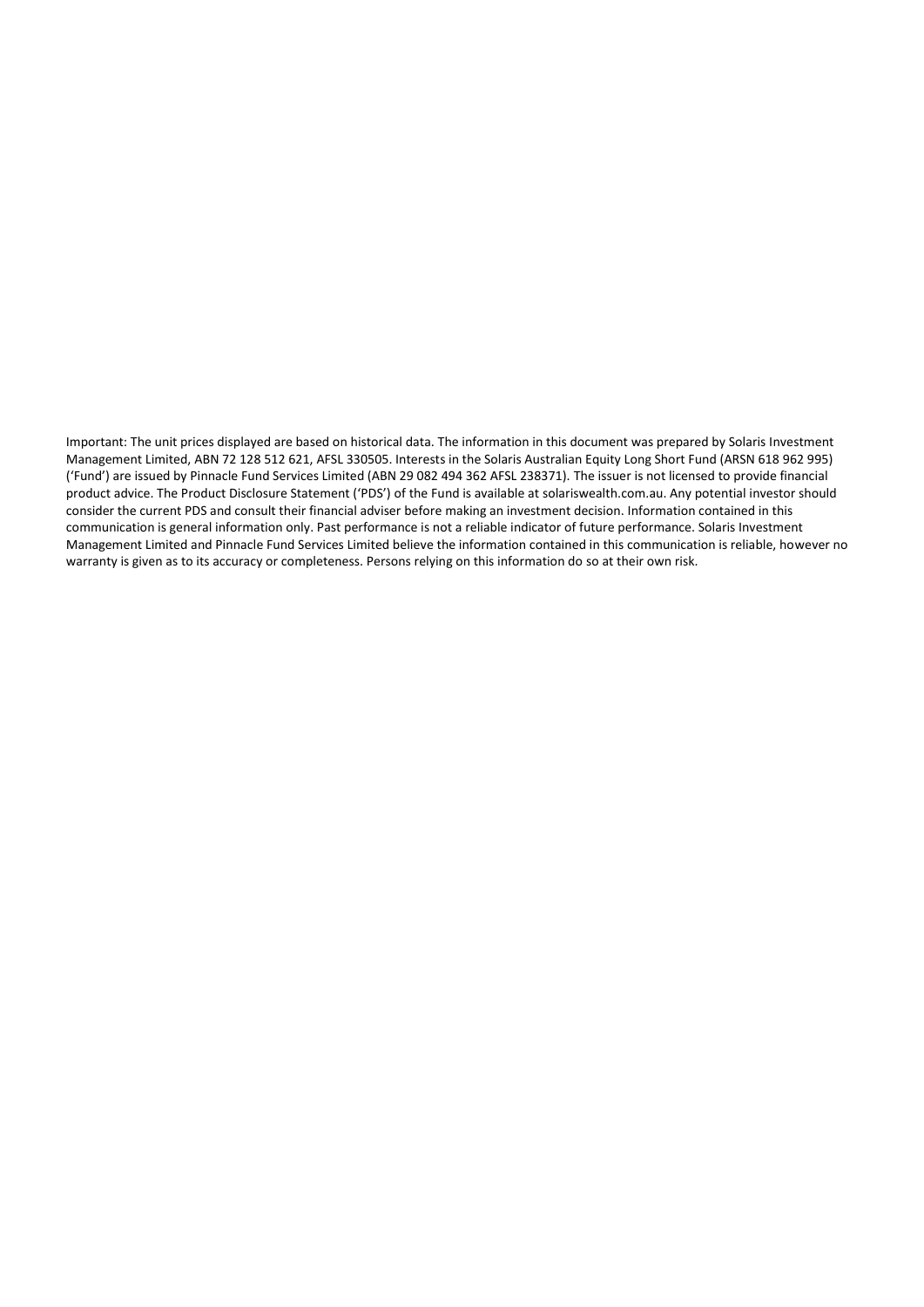Important: The unit prices displayed are based on historical data. The information in this document was prepared by Solaris Investment Management Limited, ABN 72 128 512 621, AFSL 330505. Interests in the Solaris Australian Equity Long Short Fund (ARSN 618 962 995) ('Fund') are issued by Pinnacle Fund Services Limited (ABN 29 082 494 362 AFSL 238371). The issuer is not licensed to provide financial product advice. The Product Disclosure Statement ('PDS') of the Fund is available at solariswealth.com.au. Any potential investor should consider the current PDS and consult their financial adviser before making an investment decision. Information contained in this communication is general information only. Past performance is not a reliable indicator of future performance. Solaris Investment Management Limited and Pinnacle Fund Services Limited believe the information contained in this communication is reliable, however no warranty is given as to its accuracy or completeness. Persons relying on this information do so at their own risk.